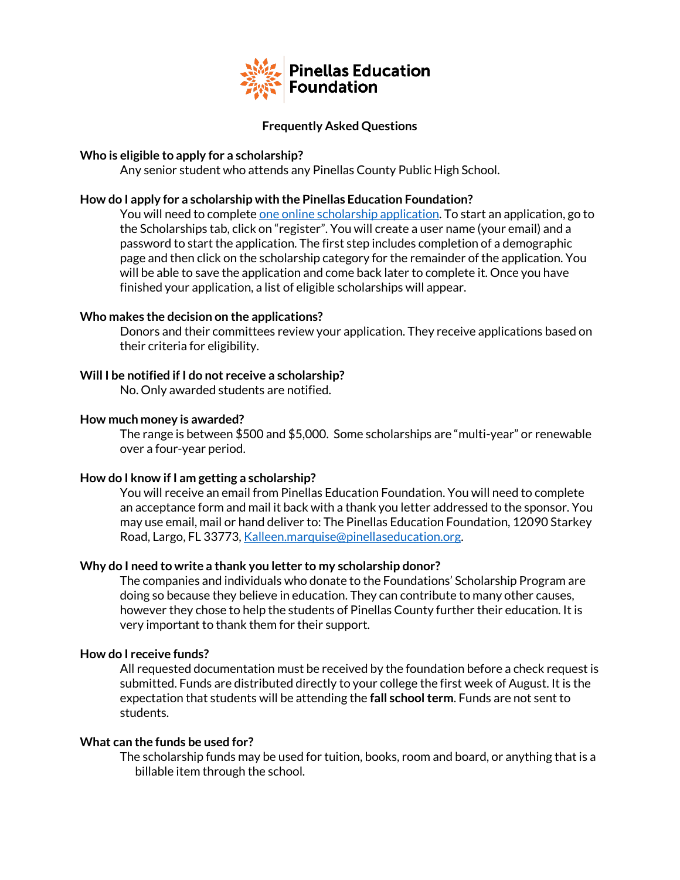# Pinellas Education Foundation

## Frequently Asked Questions

**Who is eligible to apply for a scholarship?**

Any senior student who attends any Pinellas County Public High School.

**How do I apply for a scholarship with the Pinellas Education Foundation?**

You will need to complete one online scholarship application. To start an application, go to the Scholarships tab, click on "register". You will create a user name (your email) and a password to start the application. The first step includes completion of a demographic page and then click on the scholarship category for the remainder of the application. You will be able to save the application and come back later to complete it. Once you have finished your application, a list of eligible scholarships will appear.

**Who makes the decision on the applications?**

Donors and their committees review your application. They receive applications based on their criteria for eligibility.

**Will I be notified if I do not receive a scholarship?**

No. Only awarded students are notified.

**How much money is awarded?**

The range is between $500 and $5,000. Some scholarships are "multi-year" or renewable over a four-year period.

**How do I know if I am getting a scholarship?**

You will receive an email from Pinellas Education Foundation. You will need to complete an acceptance form and mail it back with a thank you letter addressed to the sponsor. You may use email, mail or hand deliver to: The Pinellas Education Foundation, 12090 Starkey Road, Largo, FL 33773, Kalleen.marquise@pinellaseducation.org.

**Why do I need to write a thank you letter to my scholarship donor?**

The companies and individuals who donate to the Foundations' Scholarship Program are doing so because they believe in education. They can contribute to many other causes, however they chose to help the students of Pinellas County further their education. It is very important to thank them for their support.

**How do I receive funds?**

All requested documentation must be received by the foundation before a check request is submitted. Funds are distributed directly to your college the first week of August. It is the expectation that students will be attending the **fall school term**. Funds are not sent to students.

**What can the funds be used for?**

The scholarship funds may be used for tuition, books, room and board, or anything that is a billable item through the school.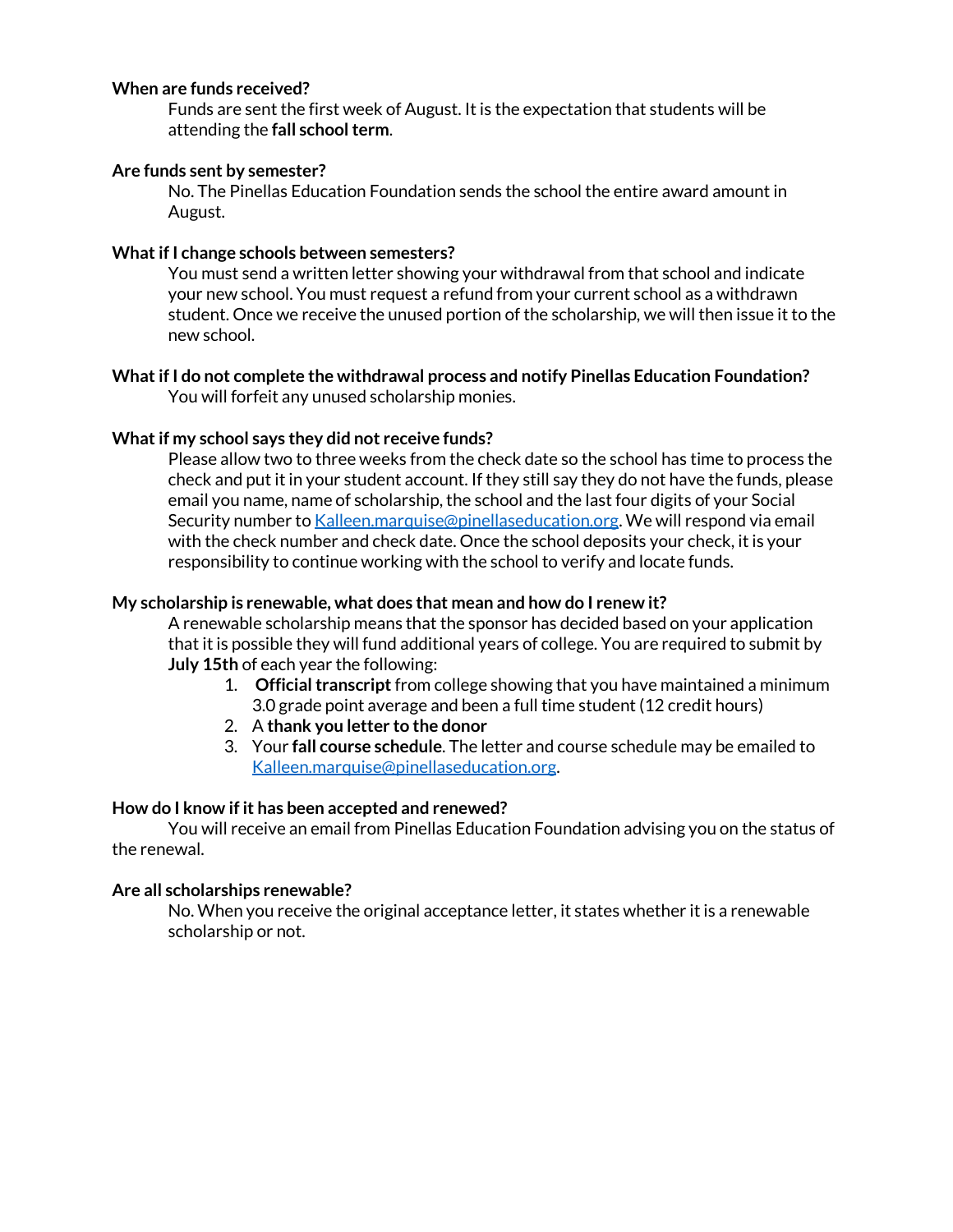**When are funds received?**

Funds are sent the first week of August. It is the expectation that students will be attending the **fall school term**.

**Are funds sent by semester?**

No. The Pinellas Education Foundation sends the school the entire award amount in August.

**What if I change schools between semesters?**

You must send a written letter showing your withdrawal from that school and indicate your new school. You must request a refund from your current school as a withdrawn student. Once we receive the unused portion of the scholarship, we will then issue it to the new school.

**What if I do not complete the withdrawal process and notify Pinellas Education Foundation?**

You will forfeit any unused scholarship monies.

**What if my school says they did not receive funds?**

Please allow two to three weeks from the check date so the school has time to process the check and put it in your student account. If they still say they do not have the funds, please email you name, name of scholarship, the school and the last four digits of your Social Security number to [Kalleen.marquise@pinellaseducation.org](mailto:Kalleen.marquise@pinellaseducation.org). We will respond via email with the check number and check date. Once the school deposits your check, it is your responsibility to continue working with the school to verify and locate funds.

**My scholarship is renewable, what does that mean and how do I renew it?**

A renewable scholarship means that the sponsor has decided based on your application that it is possible they will fund additional years of college. You are required to submit by **July 15th** of each year the following:

1. **Official transcript** from college showing that you have maintained a minimum 3.0 grade point average and been a full time student (12 credit hours)
2. A **thank you letter to the donor**
3. Your **fall course schedule**. The letter and course schedule may be emailed to [Kalleen.marquise@pinellaseducation.org](mailto:Kalleen.marquise@pinellaseducation.org).

**How do I know if it has been accepted and renewed?**

You will receive an email from Pinellas Education Foundation advising you on the status of the renewal.

**Are all scholarships renewable?**

No. When you receive the original acceptance letter, it states whether it is a renewable scholarship or not.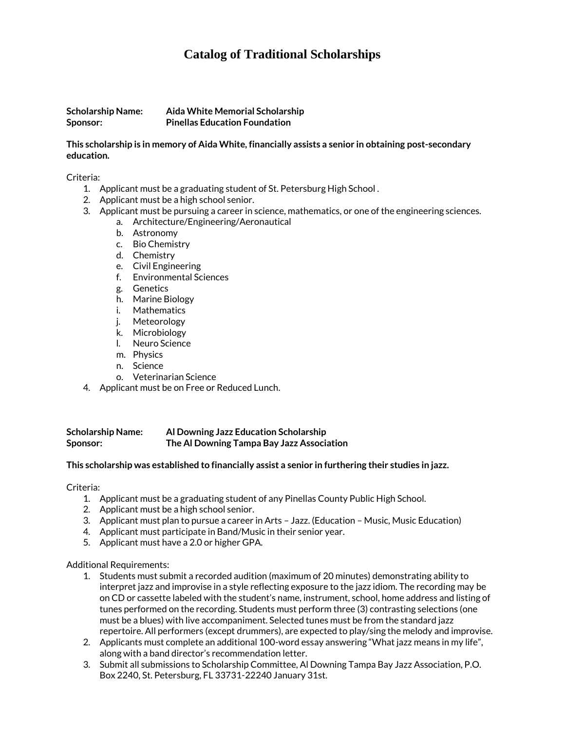# Catalog of Traditional Scholarships

**Scholarship Name:** **Aida White Memorial Scholarship**
**Sponsor:** **Pinellas Education Foundation**

**This scholarship is in memory of Aida White, financially assists a senior in obtaining post-secondary education.**

Criteria:

1. Applicant must be a graduating student of St. Petersburg High School .
2. Applicant must be a high school senior.
3. Applicant must be pursuing a career in science, mathematics, or one of the engineering sciences.
   a. Architecture/Engineering/Aeronautical
   b. Astronomy
   c. Bio Chemistry
   d. Chemistry
   e. Civil Engineering
   f. Environmental Sciences
   g. Genetics
   h. Marine Biology
   i. Mathematics
   j. Meteorology
   k. Microbiology
   l. Neuro Science
   m. Physics
   n. Science
   o. Veterinarian Science
4. Applicant must be on Free or Reduced Lunch.

**Scholarship Name:** **Al Downing Jazz Education Scholarship**
**Sponsor:** **The Al Downing Tampa Bay Jazz Association**

**This scholarship was established to financially assist a senior in furthering their studies in jazz.**

Criteria:

1. Applicant must be a graduating student of any Pinellas County Public High School.
2. Applicant must be a high school senior.
3. Applicant must plan to pursue a career in Arts – Jazz. (Education – Music, Music Education)
4. Applicant must participate in Band/Music in their senior year.
5. Applicant must have a 2.0 or higher GPA.

Additional Requirements:

1. Students must submit a recorded audition (maximum of 20 minutes) demonstrating ability to interpret jazz and improvise in a style reflecting exposure to the jazz idiom. The recording may be on CD or cassette labeled with the student's name, instrument, school, home address and listing of tunes performed on the recording. Students must perform three (3) contrasting selections (one must be a blues) with live accompaniment. Selected tunes must be from the standard jazz repertoire. All performers (except drummers), are expected to play/sing the melody and improvise.
2. Applicants must complete an additional 100-word essay answering "What jazz means in my life", along with a band director's recommendation letter.
3. Submit all submissions to Scholarship Committee, Al Downing Tampa Bay Jazz Association, P.O. Box 2240, St. Petersburg, FL 33731-22240 January 31st.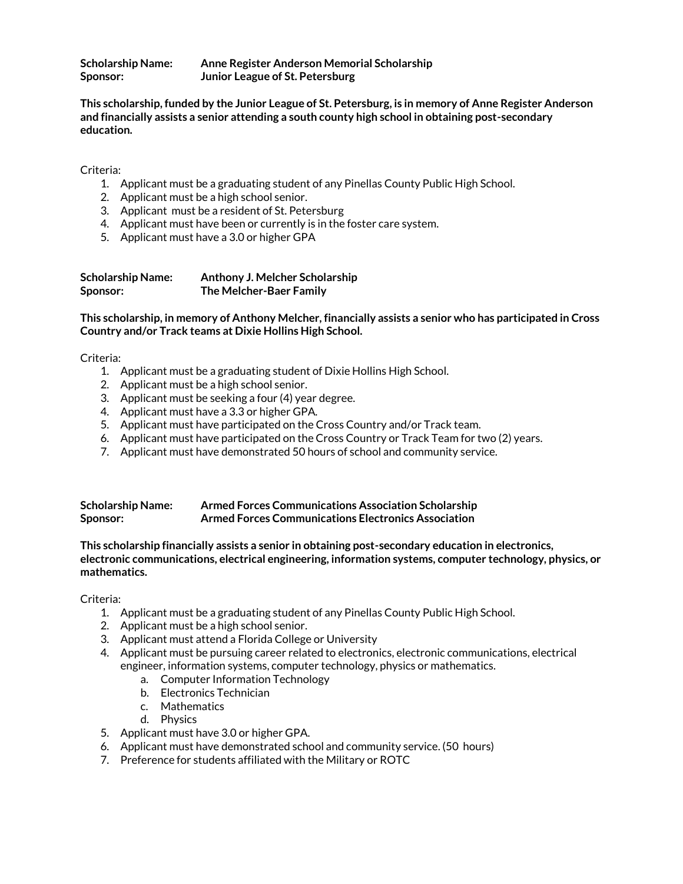**Scholarship Name:** **Anne Register Anderson Memorial Scholarship**
**Sponsor:** **Junior League of St. Petersburg**

**This scholarship, funded by the Junior League of St. Petersburg, is in memory of Anne Register Anderson and financially assists a senior attending a south county high school in obtaining post-secondary education.**

Criteria:

1. Applicant must be a graduating student of any Pinellas County Public High School.
2. Applicant must be a high school senior.
3. Applicant must be a resident of St. Petersburg
4. Applicant must have been or currently is in the foster care system.
5. Applicant must have a 3.0 or higher GPA

**Scholarship Name:** **Anthony J. Melcher Scholarship**
**Sponsor:** **The Melcher-Baer Family**

**This scholarship, in memory of Anthony Melcher, financially assists a senior who has participated in Cross Country and/or Track teams at Dixie Hollins High School.**

Criteria:

1. Applicant must be a graduating student of Dixie Hollins High School.
2. Applicant must be a high school senior.
3. Applicant must be seeking a four (4) year degree.
4. Applicant must have a 3.3 or higher GPA.
5. Applicant must have participated on the Cross Country and/or Track team.
6. Applicant must have participated on the Cross Country or Track Team for two (2) years.
7. Applicant must have demonstrated 50 hours of school and community service.

**Scholarship Name:** **Armed Forces Communications Association Scholarship**
**Sponsor:** **Armed Forces Communications Electronics Association**

**This scholarship financially assists a senior in obtaining post-secondary education in electronics, electronic communications, electrical engineering, information systems, computer technology, physics, or mathematics.**

Criteria:

1. Applicant must be a graduating student of any Pinellas County Public High School.
2. Applicant must be a high school senior.
3. Applicant must attend a Florida College or University
4. Applicant must be pursuing career related to electronics, electronic communications, electrical engineer, information systems, computer technology, physics or mathematics.
   a. Computer Information Technology
   b. Electronics Technician
   c. Mathematics
   d. Physics
5. Applicant must have 3.0 or higher GPA.
6. Applicant must have demonstrated school and community service. (50 hours)
7. Preference for students affiliated with the Military or ROTC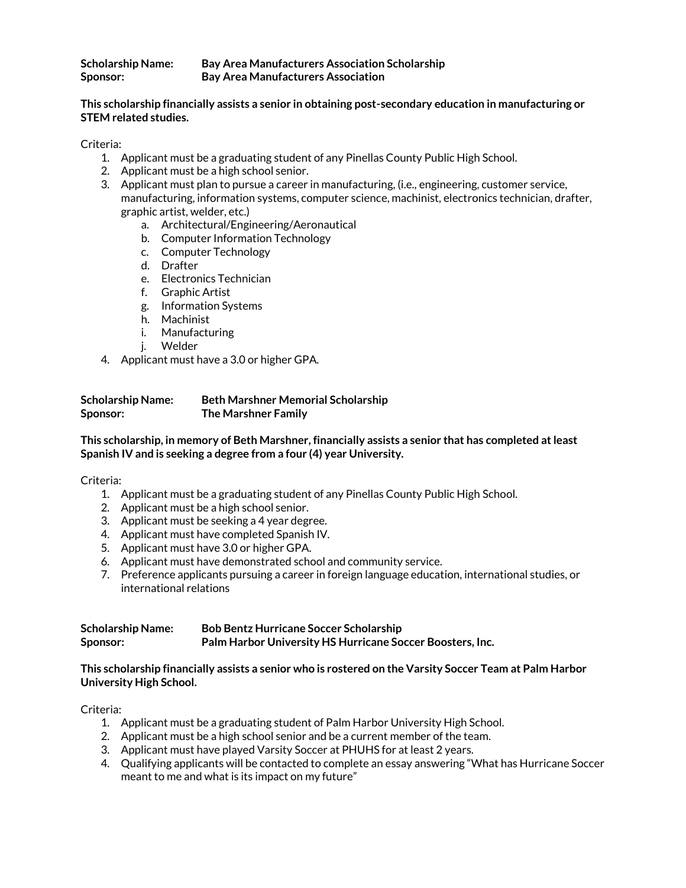**Scholarship Name:** **Bay Area Manufacturers Association Scholarship**
**Sponsor:** **Bay Area Manufacturers Association**

**This scholarship financially assists a senior in obtaining post-secondary education in manufacturing or STEM related studies.**

Criteria:

1. Applicant must be a graduating student of any Pinellas County Public High School.
2. Applicant must be a high school senior.
3. Applicant must plan to pursue a career in manufacturing, (i.e., engineering, customer service, manufacturing, information systems, computer science, machinist, electronics technician, drafter, graphic artist, welder, etc.)
   a. Architectural/Engineering/Aeronautical
   b. Computer Information Technology
   c. Computer Technology
   d. Drafter
   e. Electronics Technician
   f. Graphic Artist
   g. Information Systems
   h. Machinist
   i. Manufacturing
   j. Welder
4. Applicant must have a 3.0 or higher GPA.

**Scholarship Name:** **Beth Marshner Memorial Scholarship**
**Sponsor:** **The Marshner Family**

**This scholarship, in memory of Beth Marshner, financially assists a senior that has completed at least Spanish IV and is seeking a degree from a four (4) year University.**

Criteria:

1. Applicant must be a graduating student of any Pinellas County Public High School.
2. Applicant must be a high school senior.
3. Applicant must be seeking a 4 year degree.
4. Applicant must have completed Spanish IV.
5. Applicant must have 3.0 or higher GPA.
6. Applicant must have demonstrated school and community service.
7. Preference applicants pursuing a career in foreign language education, international studies, or international relations

**Scholarship Name:** **Bob Bentz Hurricane Soccer Scholarship**
**Sponsor:** **Palm Harbor University HS Hurricane Soccer Boosters, Inc.**

**This scholarship financially assists a senior who is rostered on the Varsity Soccer Team at Palm Harbor University High School.**

Criteria:

1. Applicant must be a graduating student of Palm Harbor University High School.
2. Applicant must be a high school senior and be a current member of the team.
3. Applicant must have played Varsity Soccer at PHUHS for at least 2 years.
4. Qualifying applicants will be contacted to complete an essay answering "What has Hurricane Soccer meant to me and what is its impact on my future"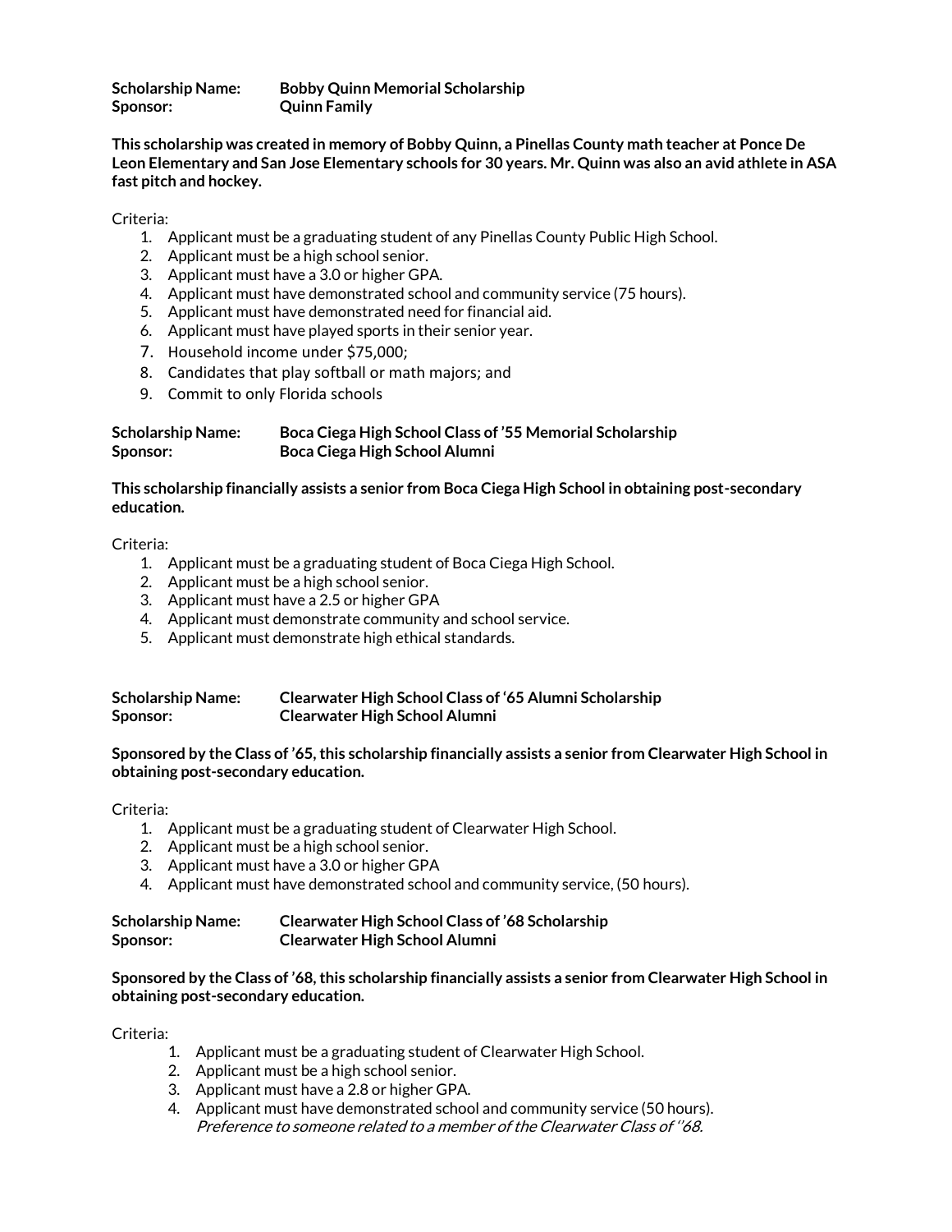**Scholarship Name:** **Bobby Quinn Memorial Scholarship**
**Sponsor:** **Quinn Family**

**This scholarship was created in memory of Bobby Quinn, a Pinellas County math teacher at Ponce De Leon Elementary and San Jose Elementary schools for 30 years. Mr. Quinn was also an avid athlete in ASA fast pitch and hockey.**

Criteria:

1. Applicant must be a graduating student of any Pinellas County Public High School.
2. Applicant must be a high school senior.
3. Applicant must have a 3.0 or higher GPA.
4. Applicant must have demonstrated school and community service (75 hours).
5. Applicant must have demonstrated need for financial aid.
6. Applicant must have played sports in their senior year.
7. Household income under $75,000;
8. Candidates that play softball or math majors; and
9. Commit to only Florida schools

**Scholarship Name:** **Boca Ciega High School Class of '55 Memorial Scholarship**
**Sponsor:** **Boca Ciega High School Alumni**

**This scholarship financially assists a senior from Boca Ciega High School in obtaining post-secondary education.**

Criteria:

1. Applicant must be a graduating student of Boca Ciega High School.
2. Applicant must be a high school senior.
3. Applicant must have a 2.5 or higher GPA
4. Applicant must demonstrate community and school service.
5. Applicant must demonstrate high ethical standards.

**Scholarship Name:** **Clearwater High School Class of '65 Alumni Scholarship**
**Sponsor:** **Clearwater High School Alumni**

**Sponsored by the Class of '65, this scholarship financially assists a senior from Clearwater High School in obtaining post-secondary education.**

Criteria:

1. Applicant must be a graduating student of Clearwater High School.
2. Applicant must be a high school senior.
3. Applicant must have a 3.0 or higher GPA
4. Applicant must have demonstrated school and community service, (50 hours).

**Scholarship Name:** **Clearwater High School Class of '68 Scholarship**
**Sponsor:** **Clearwater High School Alumni**

**Sponsored by the Class of '68, this scholarship financially assists a senior from Clearwater High School in obtaining post-secondary education.**

Criteria:

1. Applicant must be a graduating student of Clearwater High School.
2. Applicant must be a high school senior.
3. Applicant must have a 2.8 or higher GPA.
4. Applicant must have demonstrated school and community service (50 hours).
   *Preference to someone related to a member of the Clearwater Class of ''68.*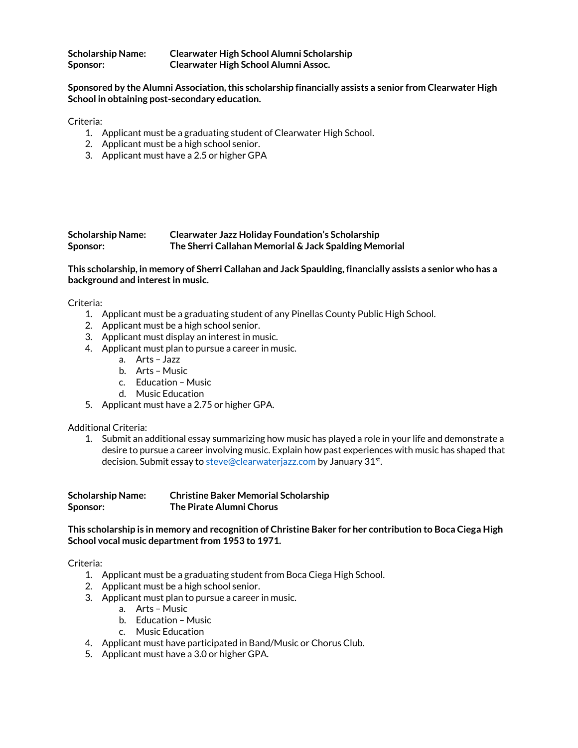**Scholarship Name:** **Clearwater High School Alumni Scholarship**
**Sponsor:** **Clearwater High School Alumni Assoc.**

**Sponsored by the Alumni Association, this scholarship financially assists a senior from Clearwater High School in obtaining post-secondary education.**

Criteria:

1. Applicant must be a graduating student of Clearwater High School.
2. Applicant must be a high school senior.
3. Applicant must have a 2.5 or higher GPA

**Scholarship Name:** **Clearwater Jazz Holiday Foundation's Scholarship**
**Sponsor:** **The Sherri Callahan Memorial & Jack Spalding Memorial**

**This scholarship, in memory of Sherri Callahan and Jack Spaulding, financially assists a senior who has a background and interest in music.**

Criteria:

1. Applicant must be a graduating student of any Pinellas County Public High School.
2. Applicant must be a high school senior.
3. Applicant must display an interest in music.
4. Applicant must plan to pursue a career in music.
   a. Arts – Jazz
   b. Arts – Music
   c. Education – Music
   d. Music Education
5. Applicant must have a 2.75 or higher GPA.

Additional Criteria:

1. Submit an additional essay summarizing how music has played a role in your life and demonstrate a desire to pursue a career involving music. Explain how past experiences with music has shaped that decision. Submit essay to steve@clearwaterjazz.com by January 31st.

**Scholarship Name:** **Christine Baker Memorial Scholarship**
**Sponsor:** **The Pirate Alumni Chorus**

**This scholarship is in memory and recognition of Christine Baker for her contribution to Boca Ciega High School vocal music department from 1953 to 1971.**

Criteria:

1. Applicant must be a graduating student from Boca Ciega High School.
2. Applicant must be a high school senior.
3. Applicant must plan to pursue a career in music.
   a. Arts – Music
   b. Education – Music
   c. Music Education
4. Applicant must have participated in Band/Music or Chorus Club.
5. Applicant must have a 3.0 or higher GPA.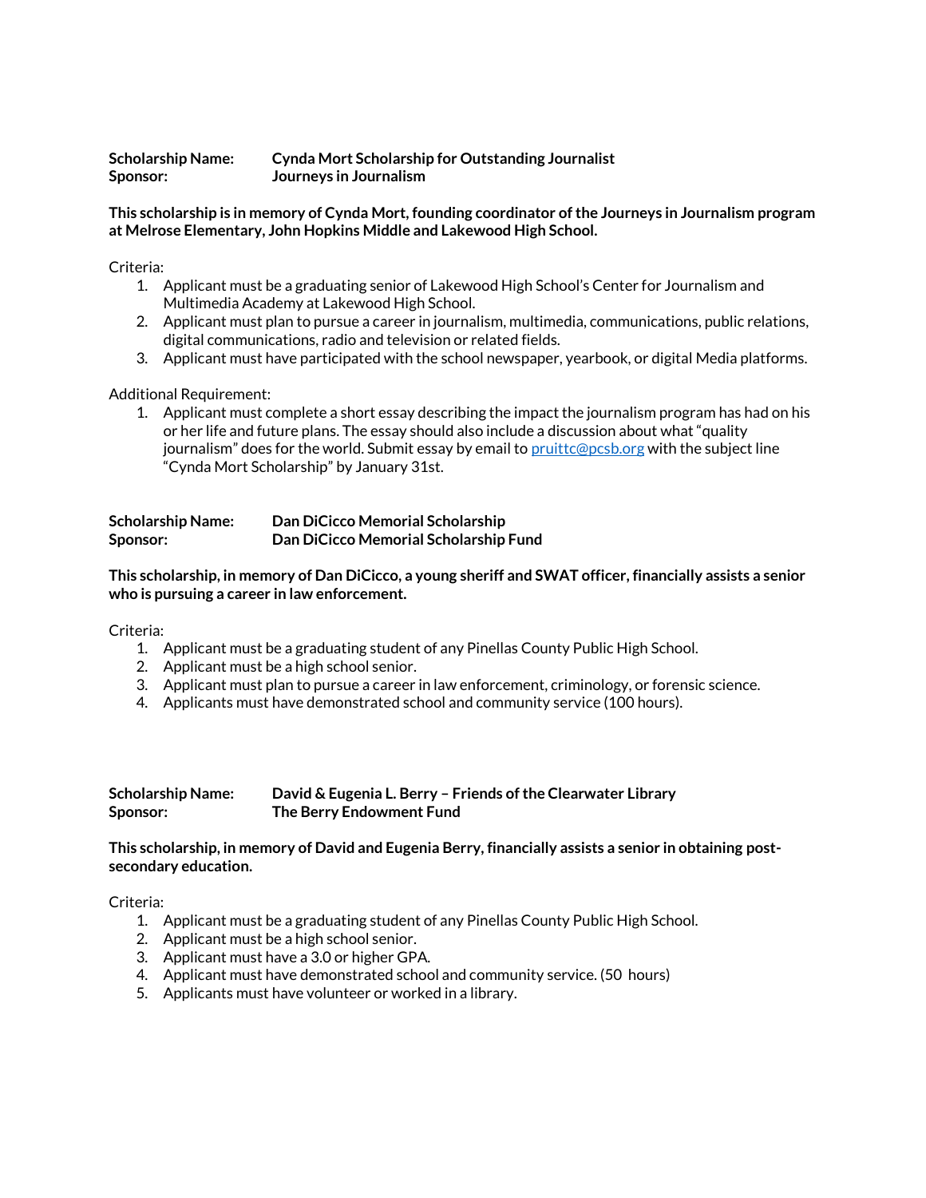**Scholarship Name:** **Cynda Mort Scholarship for Outstanding Journalist**
**Sponsor:** **Journeys in Journalism**

**This scholarship is in memory of Cynda Mort, founding coordinator of the Journeys in Journalism program at Melrose Elementary, John Hopkins Middle and Lakewood High School.**

Criteria:

1. Applicant must be a graduating senior of Lakewood High School's Center for Journalism and Multimedia Academy at Lakewood High School.
2. Applicant must plan to pursue a career in journalism, multimedia, communications, public relations, digital communications, radio and television or related fields.
3. Applicant must have participated with the school newspaper, yearbook, or digital Media platforms.

Additional Requirement:

1. Applicant must complete a short essay describing the impact the journalism program has had on his or her life and future plans. The essay should also include a discussion about what "quality journalism" does for the world. Submit essay by email to [pruittc@pcsb.org](mailto:pruittc@pcsb.org) with the subject line "Cynda Mort Scholarship" by January 31st.

**Scholarship Name:** **Dan DiCicco Memorial Scholarship**
**Sponsor:** **Dan DiCicco Memorial Scholarship Fund**

**This scholarship, in memory of Dan DiCicco, a young sheriff and SWAT officer, financially assists a senior who is pursuing a career in law enforcement.**

Criteria:

1. Applicant must be a graduating student of any Pinellas County Public High School.
2. Applicant must be a high school senior.
3. Applicant must plan to pursue a career in law enforcement, criminology, or forensic science.
4. Applicants must have demonstrated school and community service (100 hours).

**Scholarship Name:** **David & Eugenia L. Berry – Friends of the Clearwater Library**
**Sponsor:** **The Berry Endowment Fund**

**This scholarship, in memory of David and Eugenia Berry, financially assists a senior in obtaining post-secondary education.**

Criteria:

1. Applicant must be a graduating student of any Pinellas County Public High School.
2. Applicant must be a high school senior.
3. Applicant must have a 3.0 or higher GPA.
4. Applicant must have demonstrated school and community service. (50 hours)
5. Applicants must have volunteer or worked in a library.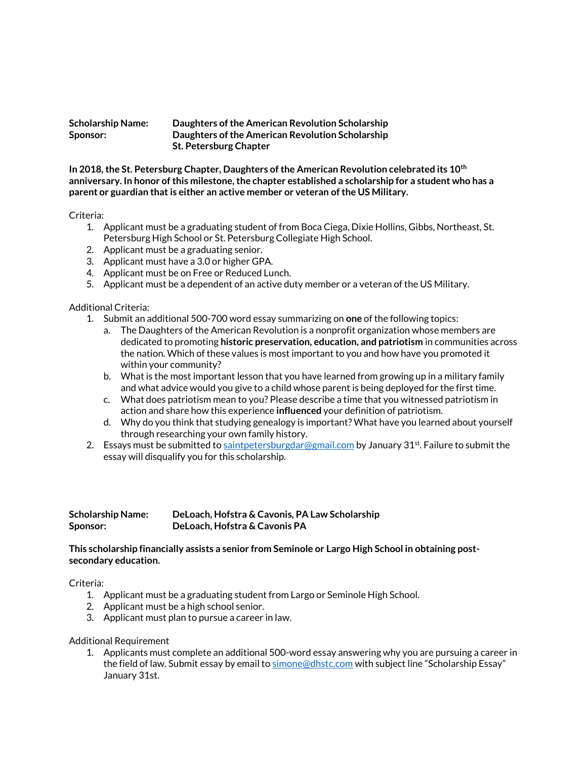**Scholarship Name:** **Daughters of the American Revolution Scholarship**
**Sponsor:** **Daughters of the American Revolution Scholarship St. Petersburg Chapter**

**In 2018, the St. Petersburg Chapter, Daughters of the American Revolution celebrated its 10th anniversary. In honor of this milestone, the chapter established a scholarship for a student who has a parent or guardian that is either an active member or veteran of the US Military.**

Criteria:

1. Applicant must be a graduating student of from Boca Ciega, Dixie Hollins, Gibbs, Northeast, St. Petersburg High School or St. Petersburg Collegiate High School.
2. Applicant must be a graduating senior.
3. Applicant must have a 3.0 or higher GPA.
4. Applicant must be on Free or Reduced Lunch.
5. Applicant must be a dependent of an active duty member or a veteran of the US Military.

Additional Criteria:

1. Submit an additional 500-700 word essay summarizing on **one** of the following topics:
   a. The Daughters of the American Revolution is a nonprofit organization whose members are dedicated to promoting **historic preservation, education, and patriotism** in communities across the nation. Which of these values is most important to you and how have you promoted it within your community?
   b. What is the most important lesson that you have learned from growing up in a military family and what advice would you give to a child whose parent is being deployed for the first time.
   c. What does patriotism mean to you? Please describe a time that you witnessed patriotism in action and share how this experience **influenced** your definition of patriotism.
   d. Why do you think that studying genealogy is important? What have you learned about yourself through researching your own family history.
2. Essays must be submitted to saintpetersburgdar@gmail.com by January 31st. Failure to submit the essay will disqualify you for this scholarship.

**Scholarship Name:** **DeLoach, Hofstra & Cavonis, PA Law Scholarship**
**Sponsor:** **DeLoach, Hofstra & Cavonis PA**

**This scholarship financially assists a senior from Seminole or Largo High School in obtaining post-secondary education.**

Criteria:

1. Applicant must be a graduating student from Largo or Seminole High School.
2. Applicant must be a high school senior.
3. Applicant must plan to pursue a career in law.

Additional Requirement

1. Applicants must complete an additional 500-word essay answering why you are pursuing a career in the field of law. Submit essay by email to simone@dhstc.com with subject line "Scholarship Essay" January 31st.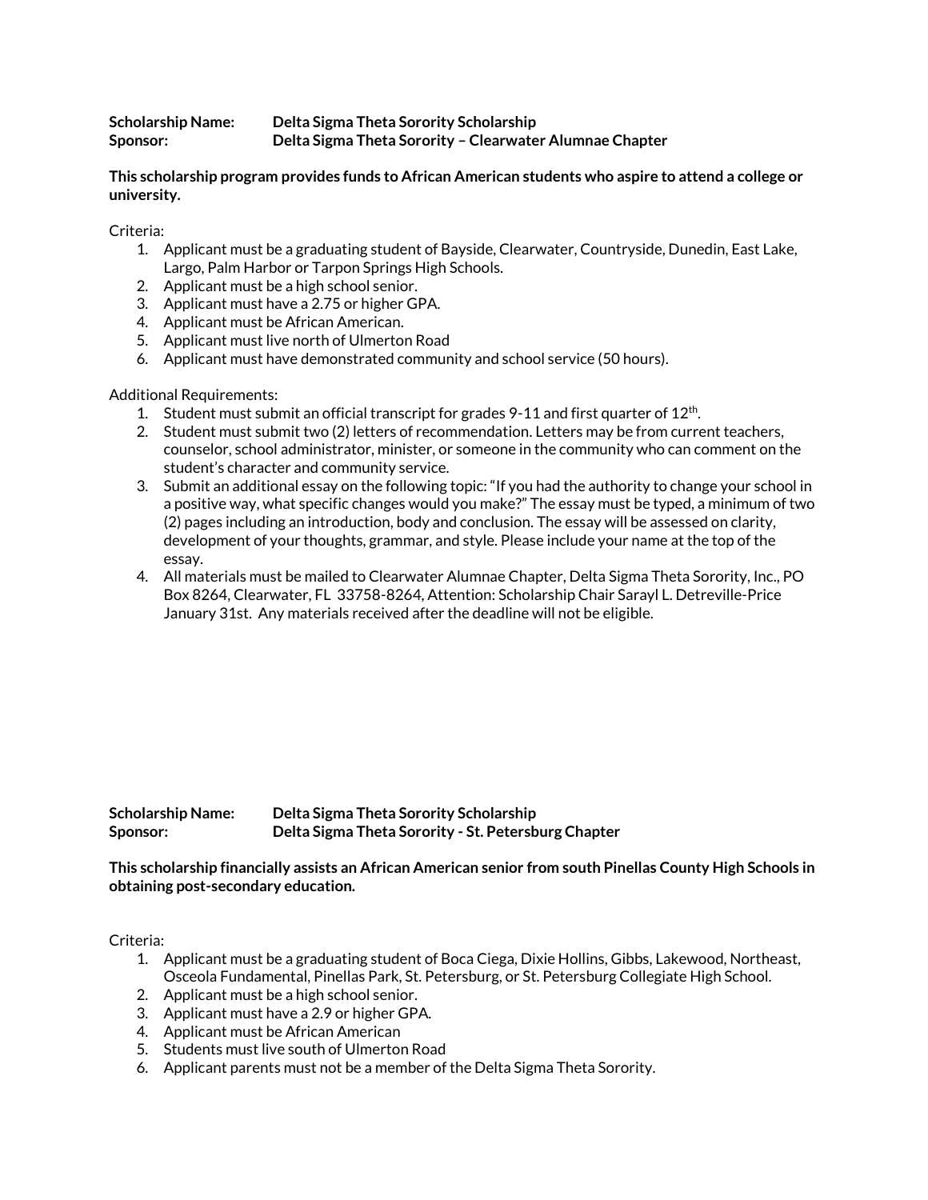**Scholarship Name:** **Delta Sigma Theta Sorority Scholarship**
**Sponsor:** **Delta Sigma Theta Sorority – Clearwater Alumnae Chapter**

**This scholarship program provides funds to African American students who aspire to attend a college or university.**

Criteria:

1. Applicant must be a graduating student of Bayside, Clearwater, Countryside, Dunedin, East Lake, Largo, Palm Harbor or Tarpon Springs High Schools.
2. Applicant must be a high school senior.
3. Applicant must have a 2.75 or higher GPA.
4. Applicant must be African American.
5. Applicant must live north of Ulmerton Road
6. Applicant must have demonstrated community and school service (50 hours).

Additional Requirements:

1. Student must submit an official transcript for grades 9-11 and first quarter of 12th.
2. Student must submit two (2) letters of recommendation. Letters may be from current teachers, counselor, school administrator, minister, or someone in the community who can comment on the student's character and community service.
3. Submit an additional essay on the following topic: "If you had the authority to change your school in a positive way, what specific changes would you make?" The essay must be typed, a minimum of two (2) pages including an introduction, body and conclusion. The essay will be assessed on clarity, development of your thoughts, grammar, and style. Please include your name at the top of the essay.
4. All materials must be mailed to Clearwater Alumnae Chapter, Delta Sigma Theta Sorority, Inc., PO Box 8264, Clearwater, FL 33758-8264, Attention: Scholarship Chair Sarayl L. Detreville-Price January 31st. Any materials received after the deadline will not be eligible.

**Scholarship Name:** **Delta Sigma Theta Sorority Scholarship**
**Sponsor:** **Delta Sigma Theta Sorority - St. Petersburg Chapter**

**This scholarship financially assists an African American senior from south Pinellas County High Schools in obtaining post-secondary education.**

Criteria:

1. Applicant must be a graduating student of Boca Ciega, Dixie Hollins, Gibbs, Lakewood, Northeast, Osceola Fundamental, Pinellas Park, St. Petersburg, or St. Petersburg Collegiate High School.
2. Applicant must be a high school senior.
3. Applicant must have a 2.9 or higher GPA.
4. Applicant must be African American
5. Students must live south of Ulmerton Road
6. Applicant parents must not be a member of the Delta Sigma Theta Sorority.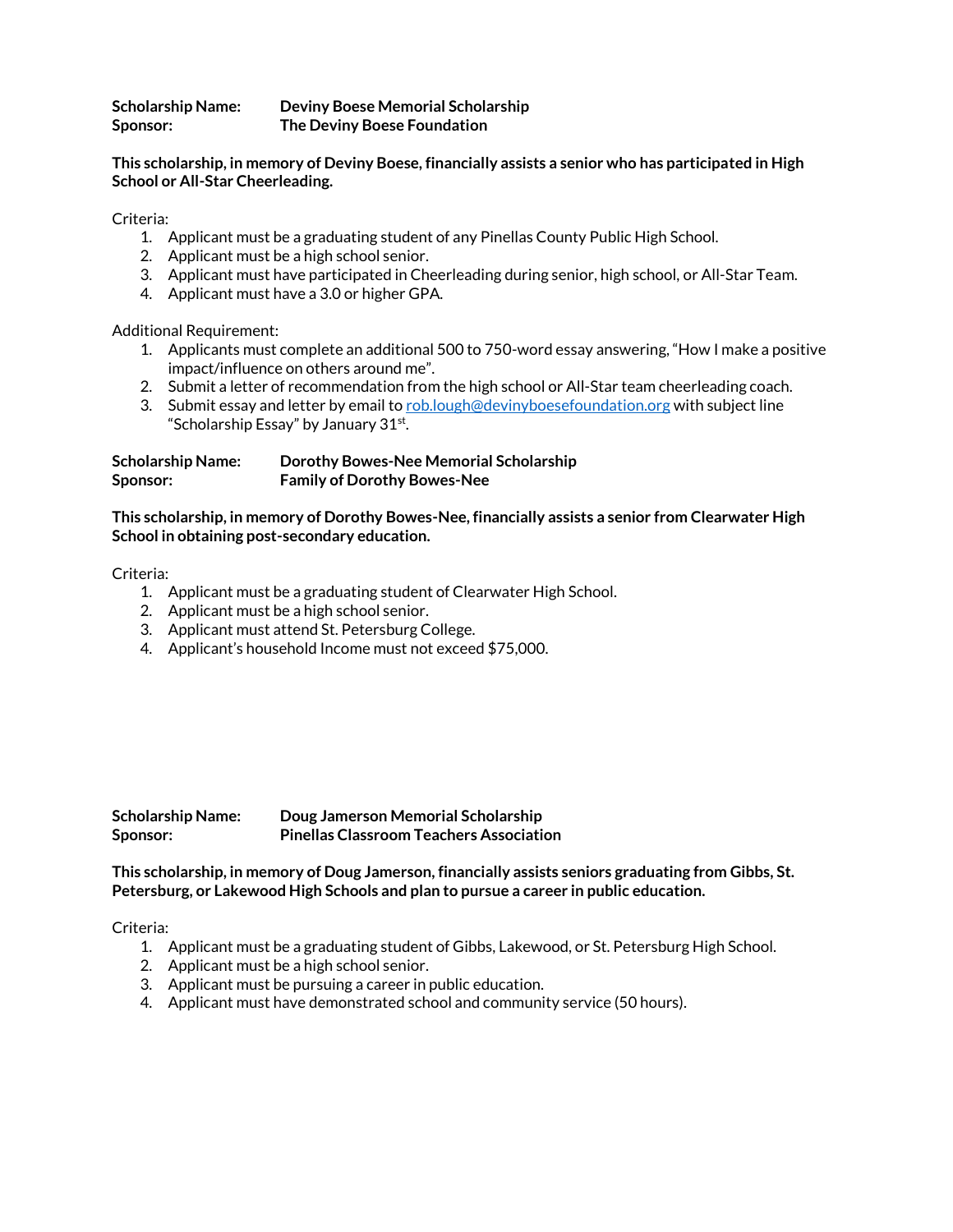**Scholarship Name:** **Deviny Boese Memorial Scholarship**
**Sponsor:** **The Deviny Boese Foundation**

**This scholarship, in memory of Deviny Boese, financially assists a senior who has participated in High School or All-Star Cheerleading.**

Criteria:

1. Applicant must be a graduating student of any Pinellas County Public High School.
2. Applicant must be a high school senior.
3. Applicant must have participated in Cheerleading during senior, high school, or All-Star Team.
4. Applicant must have a 3.0 or higher GPA.

Additional Requirement:

1. Applicants must complete an additional 500 to 750-word essay answering, "How I make a positive impact/influence on others around me".
2. Submit a letter of recommendation from the high school or All-Star team cheerleading coach.
3. Submit essay and letter by email to rob.lough@devinyboesefoundation.org with subject line "Scholarship Essay" by January 31st.

**Scholarship Name:** **Dorothy Bowes-Nee Memorial Scholarship**
**Sponsor:** **Family of Dorothy Bowes-Nee**

**This scholarship, in memory of Dorothy Bowes-Nee, financially assists a senior from Clearwater High School in obtaining post-secondary education.**

Criteria:

1. Applicant must be a graduating student of Clearwater High School.
2. Applicant must be a high school senior.
3. Applicant must attend St. Petersburg College.
4. Applicant's household Income must not exceed $75,000.

**Scholarship Name:** **Doug Jamerson Memorial Scholarship**
**Sponsor:** **Pinellas Classroom Teachers Association**

**This scholarship, in memory of Doug Jamerson, financially assists seniors graduating from Gibbs, St. Petersburg, or Lakewood High Schools and plan to pursue a career in public education.**

Criteria:

1. Applicant must be a graduating student of Gibbs, Lakewood, or St. Petersburg High School.
2. Applicant must be a high school senior.
3. Applicant must be pursuing a career in public education.
4. Applicant must have demonstrated school and community service (50 hours).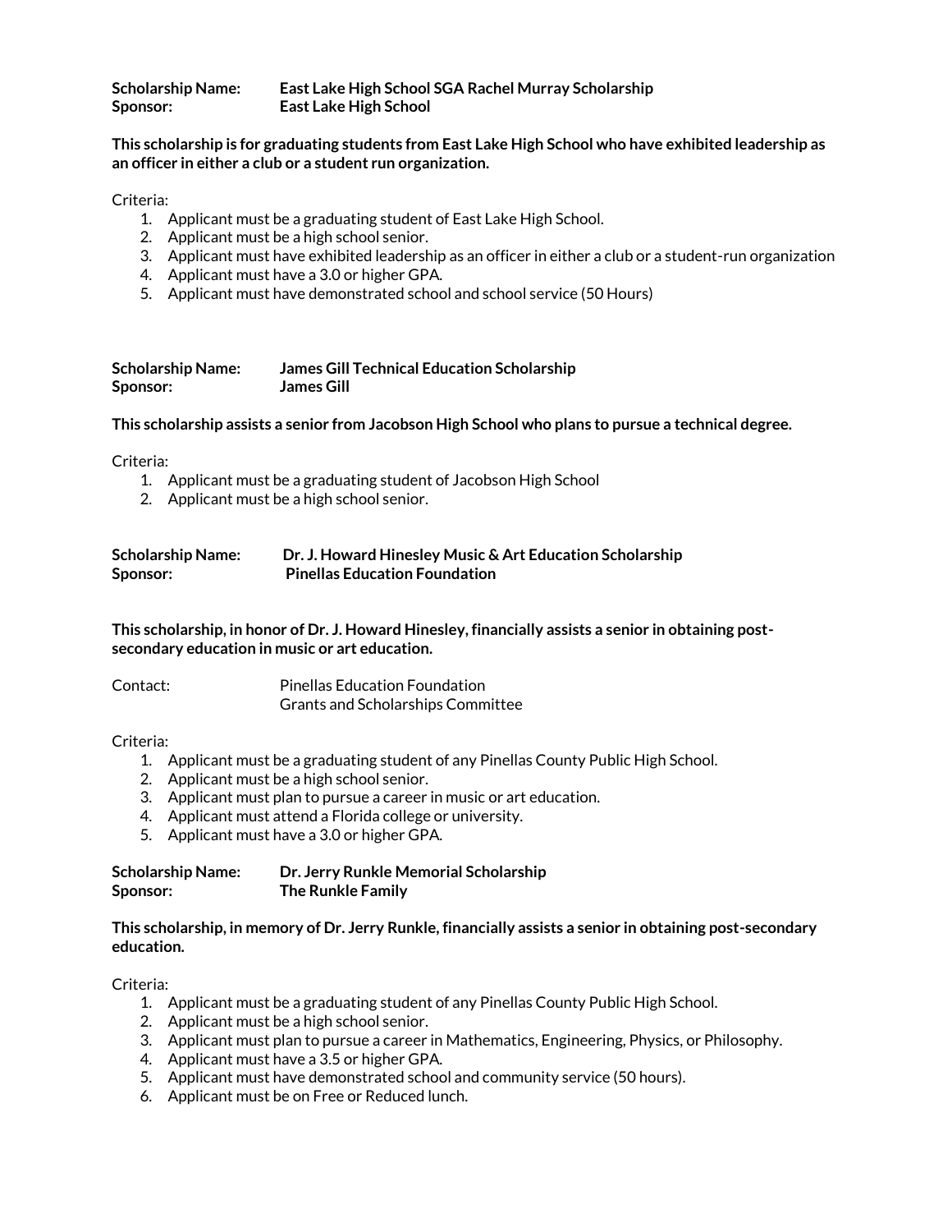**Scholarship Name:** **East Lake High School SGA Rachel Murray Scholarship**
**Sponsor:** **East Lake High School**

**This scholarship is for graduating students from East Lake High School who have exhibited leadership as an officer in either a club or a student run organization.**

Criteria:

1. Applicant must be a graduating student of East Lake High School.
2. Applicant must be a high school senior.
3. Applicant must have exhibited leadership as an officer in either a club or a student-run organization
4. Applicant must have a 3.0 or higher GPA.
5. Applicant must have demonstrated school and school service (50 Hours)

**Scholarship Name:** **James Gill Technical Education Scholarship**
**Sponsor:** **James Gill**

**This scholarship assists a senior from Jacobson High School who plans to pursue a technical degree.**

Criteria:

1. Applicant must be a graduating student of Jacobson High School
2. Applicant must be a high school senior.

**Scholarship Name:** **Dr. J. Howard Hinesley Music & Art Education Scholarship**
**Sponsor:** **Pinellas Education Foundation**

**This scholarship, in honor of Dr. J. Howard Hinesley, financially assists a senior in obtaining post-secondary education in music or art education.**

Contact: Pinellas Education Foundation
Grants and Scholarships Committee

Criteria:

1. Applicant must be a graduating student of any Pinellas County Public High School.
2. Applicant must be a high school senior.
3. Applicant must plan to pursue a career in music or art education.
4. Applicant must attend a Florida college or university.
5. Applicant must have a 3.0 or higher GPA.

**Scholarship Name:** **Dr. Jerry Runkle Memorial Scholarship**
**Sponsor:** **The Runkle Family**

**This scholarship, in memory of Dr. Jerry Runkle, financially assists a senior in obtaining post-secondary education.**

Criteria:

1. Applicant must be a graduating student of any Pinellas County Public High School.
2. Applicant must be a high school senior.
3. Applicant must plan to pursue a career in Mathematics, Engineering, Physics, or Philosophy.
4. Applicant must have a 3.5 or higher GPA.
5. Applicant must have demonstrated school and community service (50 hours).
6. Applicant must be on Free or Reduced lunch.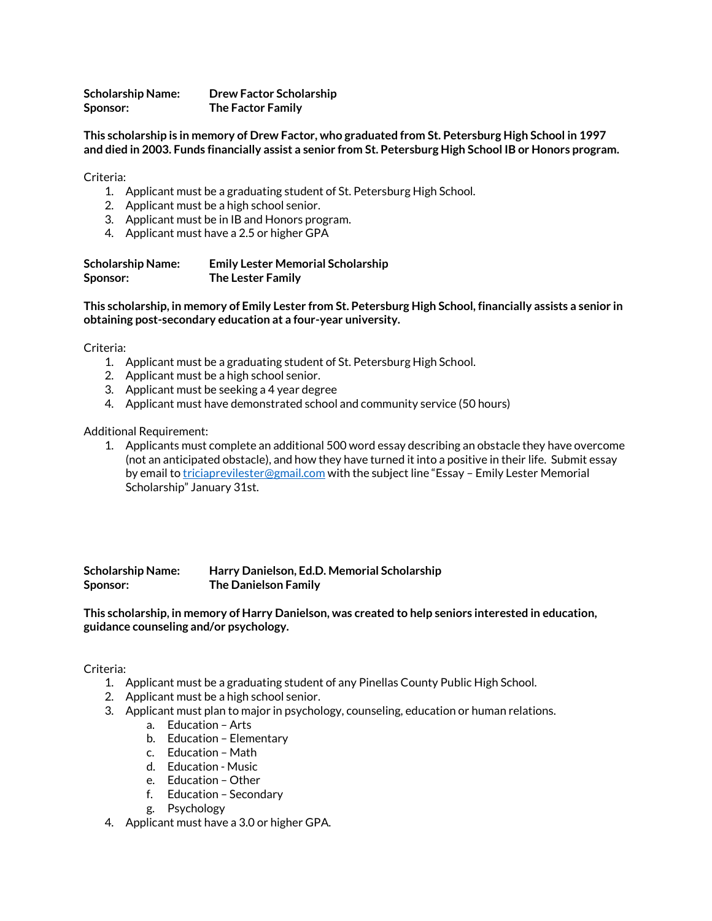**Scholarship Name:** **Drew Factor Scholarship**
**Sponsor:** **The Factor Family**

**This scholarship is in memory of Drew Factor, who graduated from St. Petersburg High School in 1997 and died in 2003. Funds financially assist a senior from St. Petersburg High School IB or Honors program.**

Criteria:

1. Applicant must be a graduating student of St. Petersburg High School.
2. Applicant must be a high school senior.
3. Applicant must be in IB and Honors program.
4. Applicant must have a 2.5 or higher GPA

**Scholarship Name:** **Emily Lester Memorial Scholarship**
**Sponsor:** **The Lester Family**

**This scholarship, in memory of Emily Lester from St. Petersburg High School, financially assists a senior in obtaining post-secondary education at a four-year university.**

Criteria:

1. Applicant must be a graduating student of St. Petersburg High School.
2. Applicant must be a high school senior.
3. Applicant must be seeking a 4 year degree
4. Applicant must have demonstrated school and community service (50 hours)

Additional Requirement:

1. Applicants must complete an additional 500 word essay describing an obstacle they have overcome (not an anticipated obstacle), and how they have turned it into a positive in their life. Submit essay by email to [triciaprevilester@gmail.com](mailto:triciaprevilester@gmail.com) with the subject line "Essay – Emily Lester Memorial Scholarship" January 31st.

**Scholarship Name:** **Harry Danielson, Ed.D. Memorial Scholarship**
**Sponsor:** **The Danielson Family**

**This scholarship, in memory of Harry Danielson, was created to help seniors interested in education, guidance counseling and/or psychology.**

Criteria:

1. Applicant must be a graduating student of any Pinellas County Public High School.
2. Applicant must be a high school senior.
3. Applicant must plan to major in psychology, counseling, education or human relations.
   a. Education – Arts
   b. Education – Elementary
   c. Education – Math
   d. Education - Music
   e. Education – Other
   f. Education – Secondary
   g. Psychology
4. Applicant must have a 3.0 or higher GPA.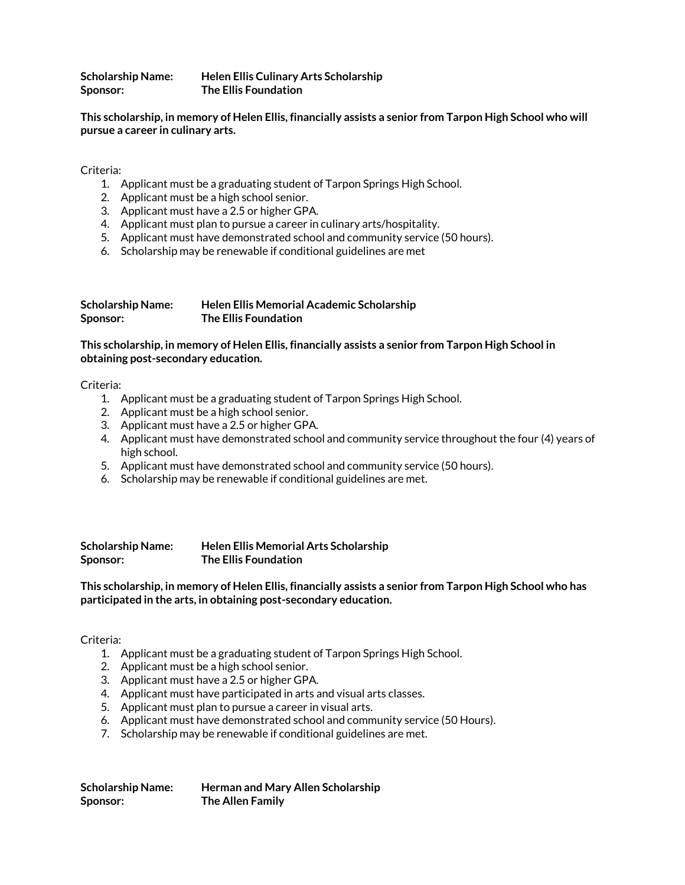**Scholarship Name:** **Helen Ellis Culinary Arts Scholarship**
**Sponsor:** **The Ellis Foundation**

**This scholarship, in memory of Helen Ellis, financially assists a senior from Tarpon High School who will pursue a career in culinary arts.**

Criteria:

1. Applicant must be a graduating student of Tarpon Springs High School.
2. Applicant must be a high school senior.
3. Applicant must have a 2.5 or higher GPA.
4. Applicant must plan to pursue a career in culinary arts/hospitality.
5. Applicant must have demonstrated school and community service (50 hours).
6. Scholarship may be renewable if conditional guidelines are met

**Scholarship Name:** **Helen Ellis Memorial Academic Scholarship**
**Sponsor:** **The Ellis Foundation**

**This scholarship, in memory of Helen Ellis, financially assists a senior from Tarpon High School in obtaining post-secondary education.**

Criteria:

1. Applicant must be a graduating student of Tarpon Springs High School.
2. Applicant must be a high school senior.
3. Applicant must have a 2.5 or higher GPA.
4. Applicant must have demonstrated school and community service throughout the four (4) years of high school.
5. Applicant must have demonstrated school and community service (50 hours).
6. Scholarship may be renewable if conditional guidelines are met.

**Scholarship Name:** **Helen Ellis Memorial Arts Scholarship**
**Sponsor:** **The Ellis Foundation**

**This scholarship, in memory of Helen Ellis, financially assists a senior from Tarpon High School who has participated in the arts, in obtaining post-secondary education.**

Criteria:

1. Applicant must be a graduating student of Tarpon Springs High School.
2. Applicant must be a high school senior.
3. Applicant must have a 2.5 or higher GPA.
4. Applicant must have participated in arts and visual arts classes.
5. Applicant must plan to pursue a career in visual arts.
6. Applicant must have demonstrated school and community service (50 Hours).
7. Scholarship may be renewable if conditional guidelines are met.

**Scholarship Name:** **Herman and Mary Allen Scholarship**
**Sponsor:** **The Allen Family**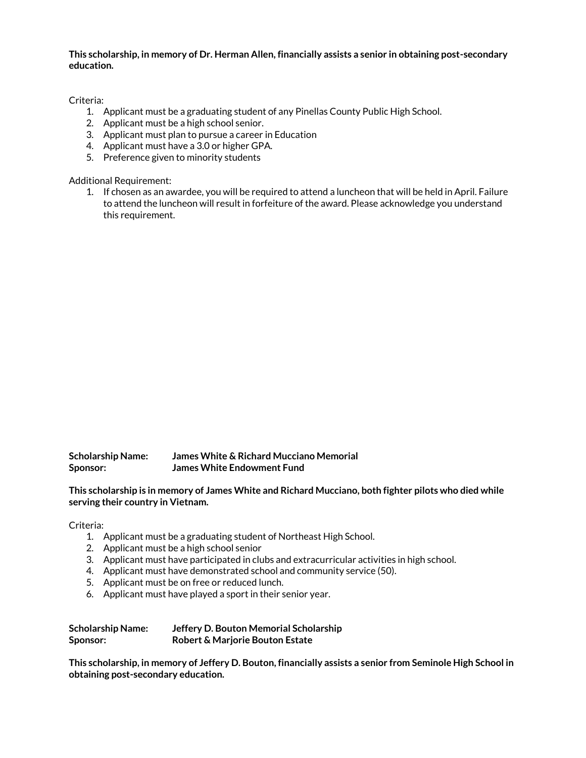**This scholarship, in memory of Dr. Herman Allen, financially assists a senior in obtaining post-secondary education.**

Criteria:

1. Applicant must be a graduating student of any Pinellas County Public High School.
2. Applicant must be a high school senior.
3. Applicant must plan to pursue a career in Education
4. Applicant must have a 3.0 or higher GPA.
5. Preference given to minority students

Additional Requirement:

1. If chosen as an awardee, you will be required to attend a luncheon that will be held in April. Failure to attend the luncheon will result in forfeiture of the award. Please acknowledge you understand this requirement.

**Scholarship Name:** **James White & Richard Mucciano Memorial**
**Sponsor:** **James White Endowment Fund**

**This scholarship is in memory of James White and Richard Mucciano, both fighter pilots who died while serving their country in Vietnam.**

Criteria:

1. Applicant must be a graduating student of Northeast High School.
2. Applicant must be a high school senior
3. Applicant must have participated in clubs and extracurricular activities in high school.
4. Applicant must have demonstrated school and community service (50).
5. Applicant must be on free or reduced lunch.
6. Applicant must have played a sport in their senior year.

**Scholarship Name:** **Jeffery D. Bouton Memorial Scholarship**
**Sponsor:** **Robert & Marjorie Bouton Estate**

**This scholarship, in memory of Jeffery D. Bouton, financially assists a senior from Seminole High School in obtaining post-secondary education.**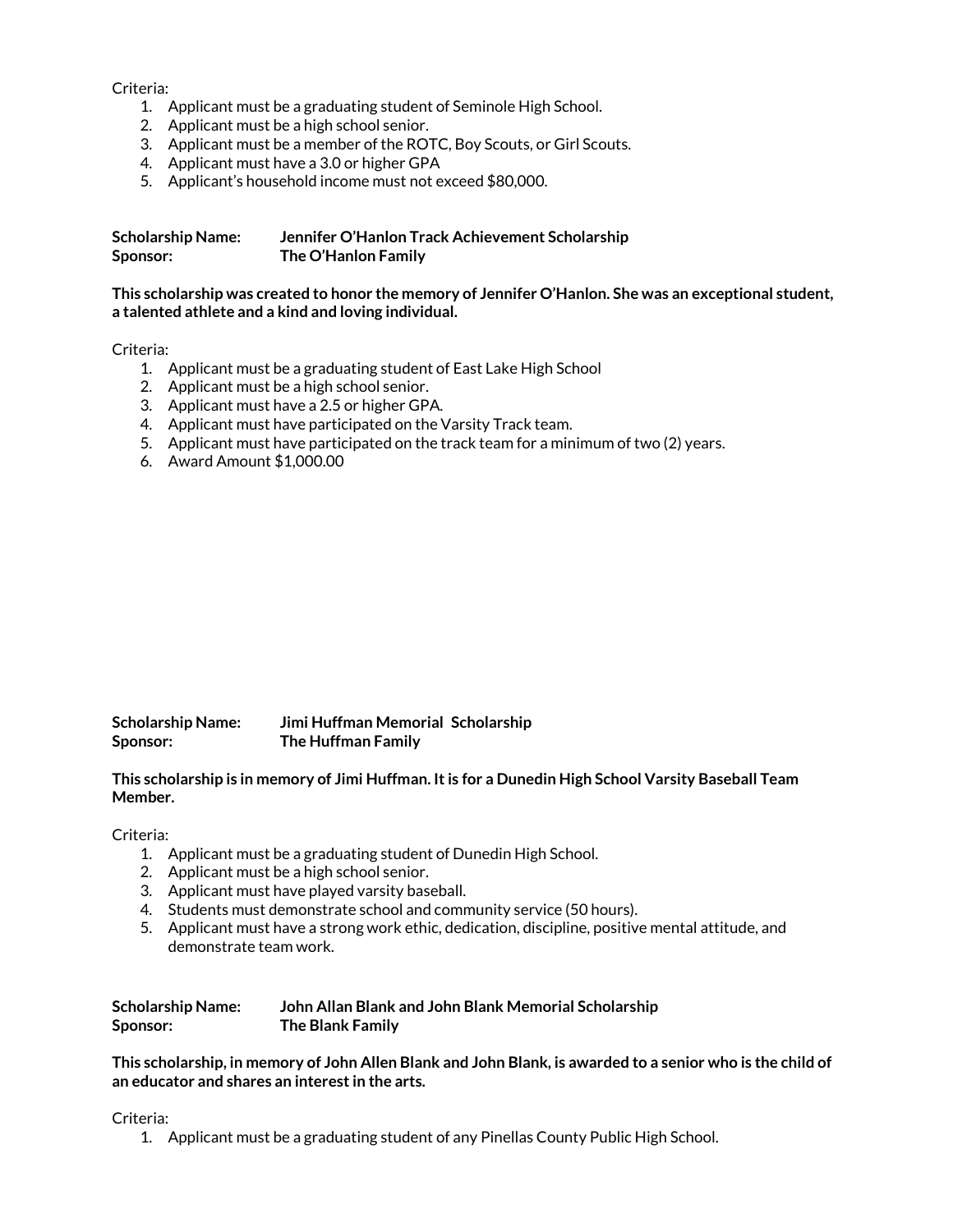Criteria:

1. Applicant must be a graduating student of Seminole High School.
2. Applicant must be a high school senior.
3. Applicant must be a member of the ROTC, Boy Scouts, or Girl Scouts.
4. Applicant must have a 3.0 or higher GPA
5. Applicant's household income must not exceed $80,000.

**Scholarship Name:** **Jennifer O'Hanlon Track Achievement Scholarship**
**Sponsor:** **The O'Hanlon Family**

**This scholarship was created to honor the memory of Jennifer O'Hanlon. She was an exceptional student, a talented athlete and a kind and loving individual.**

Criteria:

1. Applicant must be a graduating student of East Lake High School
2. Applicant must be a high school senior.
3. Applicant must have a 2.5 or higher GPA.
4. Applicant must have participated on the Varsity Track team.
5. Applicant must have participated on the track team for a minimum of two (2) years.
6. Award Amount $1,000.00

**Scholarship Name:** **Jimi Huffman Memorial Scholarship**
**Sponsor:** **The Huffman Family**

**This scholarship is in memory of Jimi Huffman. It is for a Dunedin High School Varsity Baseball Team Member.**

Criteria:

1. Applicant must be a graduating student of Dunedin High School.
2. Applicant must be a high school senior.
3. Applicant must have played varsity baseball.
4. Students must demonstrate school and community service (50 hours).
5. Applicant must have a strong work ethic, dedication, discipline, positive mental attitude, and demonstrate team work.

**Scholarship Name:** **John Allan Blank and John Blank Memorial Scholarship**
**Sponsor:** **The Blank Family**

**This scholarship, in memory of John Allen Blank and John Blank, is awarded to a senior who is the child of an educator and shares an interest in the arts.**

Criteria:

1. Applicant must be a graduating student of any Pinellas County Public High School.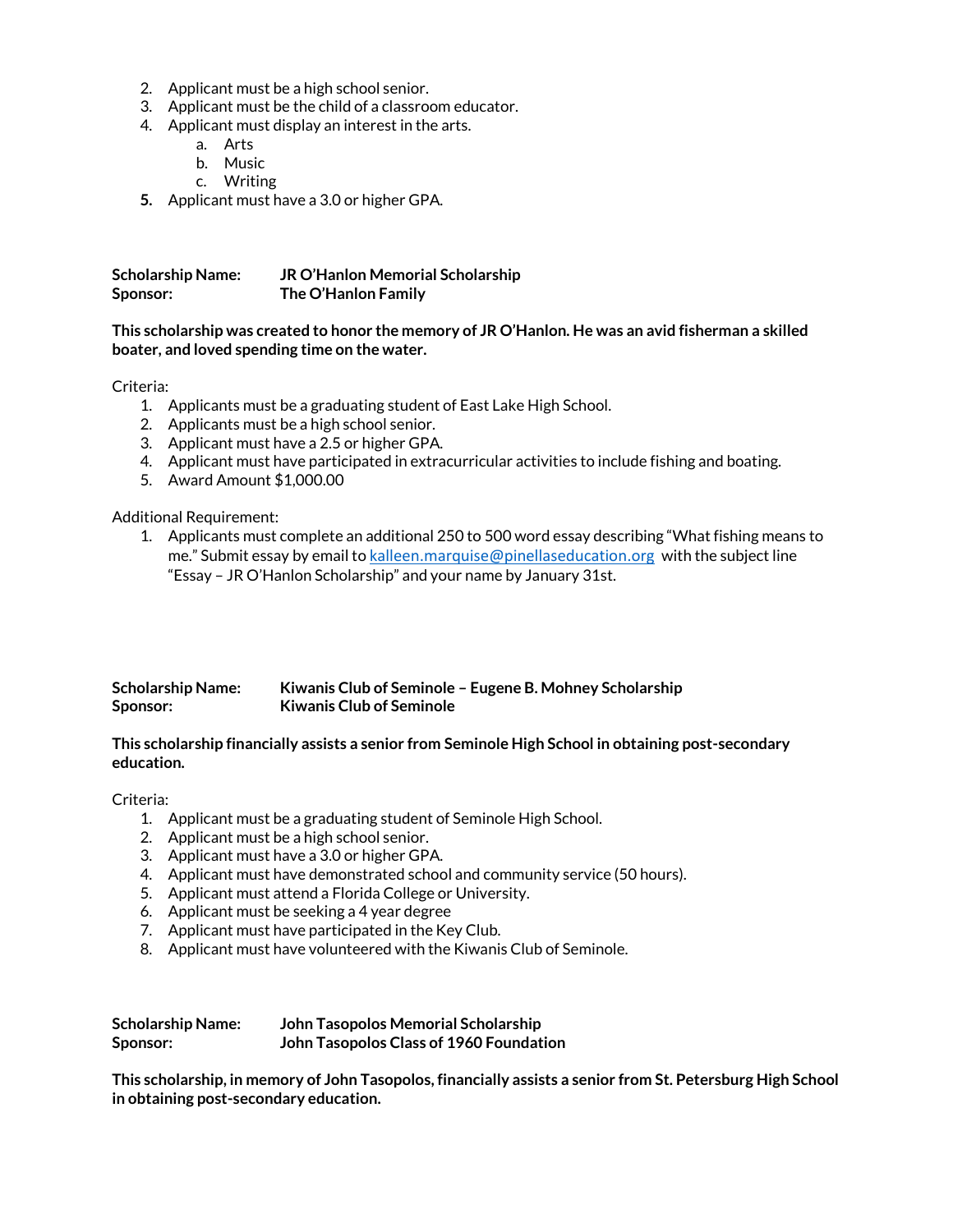2. Applicant must be a high school senior.
3. Applicant must be the child of a classroom educator.
4. Applicant must display an interest in the arts.
    a. Arts
    b. Music
    c. Writing
5. Applicant must have a 3.0 or higher GPA.

**Scholarship Name:** **JR O'Hanlon Memorial Scholarship**
**Sponsor:** **The O'Hanlon Family**

**This scholarship was created to honor the memory of JR O'Hanlon. He was an avid fisherman a skilled boater, and loved spending time on the water.**

Criteria:

1. Applicants must be a graduating student of East Lake High School.
2. Applicants must be a high school senior.
3. Applicant must have a 2.5 or higher GPA.
4. Applicant must have participated in extracurricular activities to include fishing and boating.
5. Award Amount $1,000.00

Additional Requirement:

1. Applicants must complete an additional 250 to 500 word essay describing "What fishing means to me." Submit essay by email to kalleen.marquise@pinellaseducation.org with the subject line "Essay – JR O'Hanlon Scholarship" and your name by January 31st.

**Scholarship Name:** **Kiwanis Club of Seminole – Eugene B. Mohney Scholarship**
**Sponsor:** **Kiwanis Club of Seminole**

**This scholarship financially assists a senior from Seminole High School in obtaining post-secondary education.**

Criteria:

1. Applicant must be a graduating student of Seminole High School.
2. Applicant must be a high school senior.
3. Applicant must have a 3.0 or higher GPA.
4. Applicant must have demonstrated school and community service (50 hours).
5. Applicant must attend a Florida College or University.
6. Applicant must be seeking a 4 year degree
7. Applicant must have participated in the Key Club.
8. Applicant must have volunteered with the Kiwanis Club of Seminole.

**Scholarship Name:** **John Tasopolos Memorial Scholarship**
**Sponsor:** **John Tasopolos Class of 1960 Foundation**

**This scholarship, in memory of John Tasopolos, financially assists a senior from St. Petersburg High School in obtaining post-secondary education.**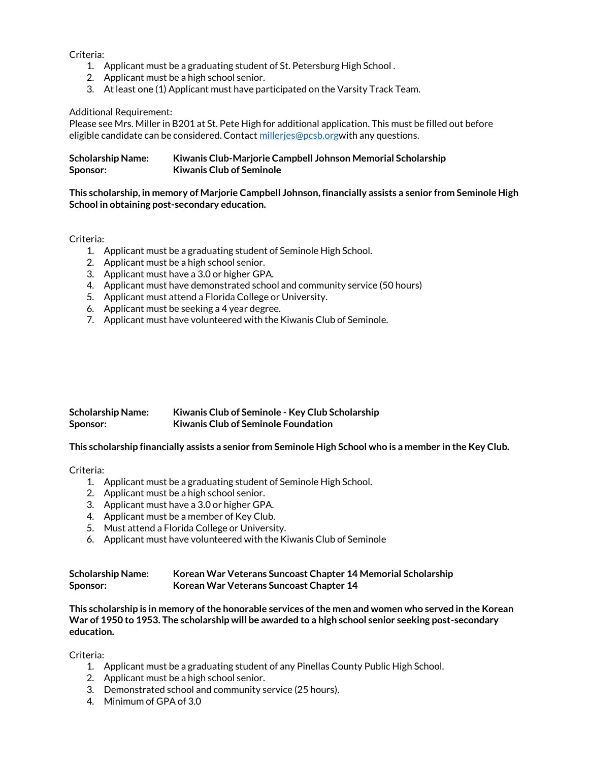Criteria:

1. Applicant must be a graduating student of St. Petersburg High School .
2. Applicant must be a high school senior.
3. At least one (1) Applicant must have participated on the Varsity Track Team.

Additional Requirement:
Please see Mrs. Miller in B201 at St. Pete High for additional application. This must be filled out before eligible candidate can be considered. Contact millerjes@pcsb.orgwith any questions.

**Scholarship Name:** **Kiwanis Club-Marjorie Campbell Johnson Memorial Scholarship**
**Sponsor:** **Kiwanis Club of Seminole**

**This scholarship, in memory of Marjorie Campbell Johnson, financially assists a senior from Seminole High School in obtaining post-secondary education.**

Criteria:

1. Applicant must be a graduating student of Seminole High School.
2. Applicant must be a high school senior.
3. Applicant must have a 3.0 or higher GPA.
4. Applicant must have demonstrated school and community service (50 hours)
5. Applicant must attend a Florida College or University.
6. Applicant must be seeking a 4 year degree.
7. Applicant must have volunteered with the Kiwanis Club of Seminole.

**Scholarship Name:** **Kiwanis Club of Seminole - Key Club Scholarship**
**Sponsor:** **Kiwanis Club of Seminole Foundation**

**This scholarship financially assists a senior from Seminole High School who is a member in the Key Club.**

Criteria:

1. Applicant must be a graduating student of Seminole High School.
2. Applicant must be a high school senior.
3. Applicant must have a 3.0 or higher GPA.
4. Applicant must be a member of Key Club.
5. Must attend a Florida College or University.
6. Applicant must have volunteered with the Kiwanis Club of Seminole

**Scholarship Name:** **Korean War Veterans Suncoast Chapter 14 Memorial Scholarship**
**Sponsor:** **Korean War Veterans Suncoast Chapter 14**

**This scholarship is in memory of the honorable services of the men and women who served in the Korean War of 1950 to 1953. The scholarship will be awarded to a high school senior seeking post-secondary education.**

Criteria:

1. Applicant must be a graduating student of any Pinellas County Public High School.
2. Applicant must be a high school senior.
3. Demonstrated school and community service (25 hours).
4. Minimum of GPA of 3.0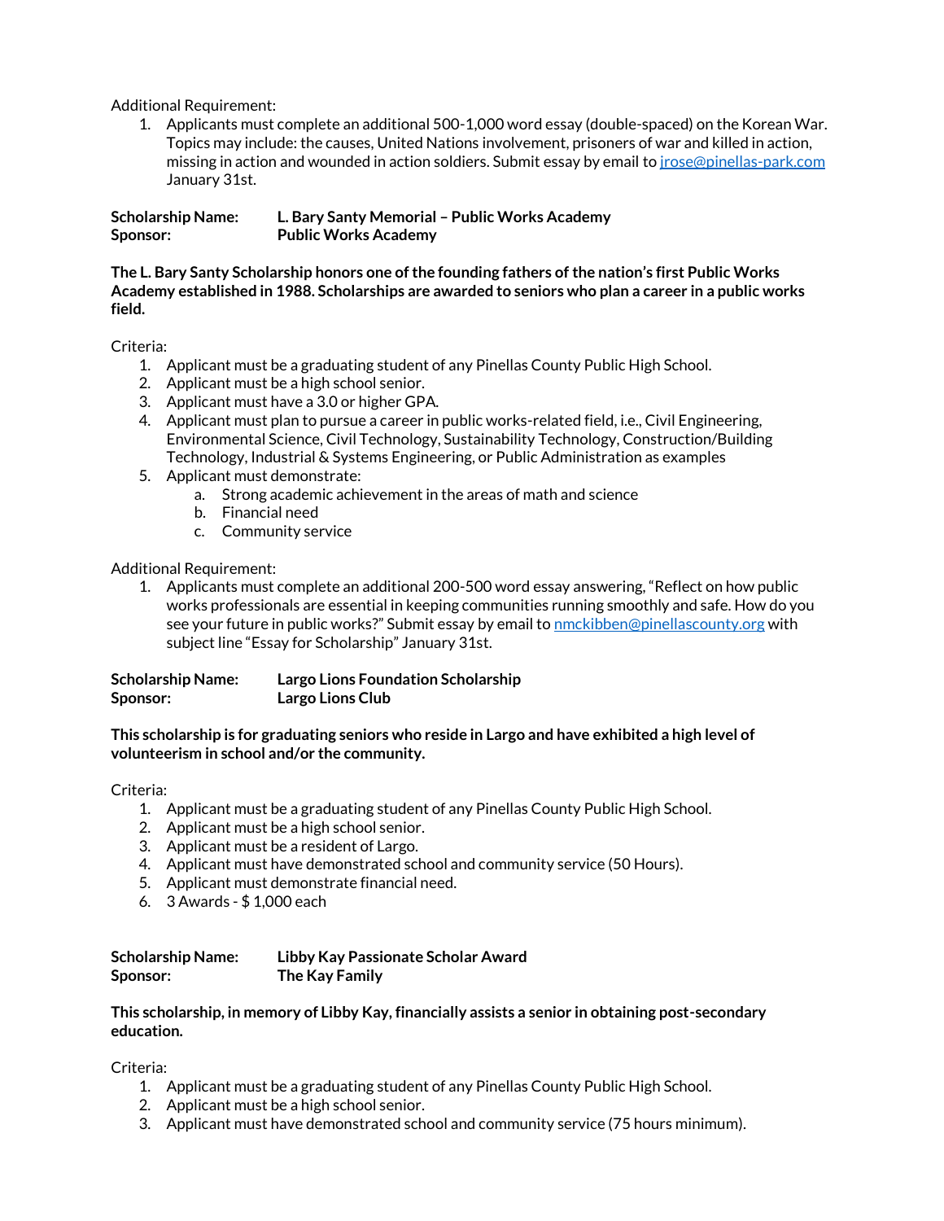Additional Requirement:

1. Applicants must complete an additional 500-1,000 word essay (double-spaced) on the Korean War. Topics may include: the causes, United Nations involvement, prisoners of war and killed in action, missing in action and wounded in action soldiers. Submit essay by email to jrose@pinellas-park.com January 31st.

**Scholarship Name:** **L. Bary Santy Memorial – Public Works Academy**
**Sponsor:** **Public Works Academy**

**The L. Bary Santy Scholarship honors one of the founding fathers of the nation's first Public Works Academy established in 1988. Scholarships are awarded to seniors who plan a career in a public works field.**

Criteria:

1. Applicant must be a graduating student of any Pinellas County Public High School.
2. Applicant must be a high school senior.
3. Applicant must have a 3.0 or higher GPA.
4. Applicant must plan to pursue a career in public works-related field, i.e., Civil Engineering, Environmental Science, Civil Technology, Sustainability Technology, Construction/Building Technology, Industrial & Systems Engineering, or Public Administration as examples
5. Applicant must demonstrate:
   a. Strong academic achievement in the areas of math and science
   b. Financial need
   c. Community service

Additional Requirement:

1. Applicants must complete an additional 200-500 word essay answering, "Reflect on how public works professionals are essential in keeping communities running smoothly and safe. How do you see your future in public works?" Submit essay by email to nmckibben@pinellascounty.org with subject line "Essay for Scholarship" January 31st.

**Scholarship Name:** **Largo Lions Foundation Scholarship**
**Sponsor:** **Largo Lions Club**

**This scholarship is for graduating seniors who reside in Largo and have exhibited a high level of volunteerism in school and/or the community.**

Criteria:

1. Applicant must be a graduating student of any Pinellas County Public High School.
2. Applicant must be a high school senior.
3. Applicant must be a resident of Largo.
4. Applicant must have demonstrated school and community service (50 Hours).
5. Applicant must demonstrate financial need.
6. 3 Awards - $ 1,000 each

**Scholarship Name:** **Libby Kay Passionate Scholar Award**
**Sponsor:** **The Kay Family**

**This scholarship, in memory of Libby Kay, financially assists a senior in obtaining post-secondary education.**

Criteria:

1. Applicant must be a graduating student of any Pinellas County Public High School.
2. Applicant must be a high school senior.
3. Applicant must have demonstrated school and community service (75 hours minimum).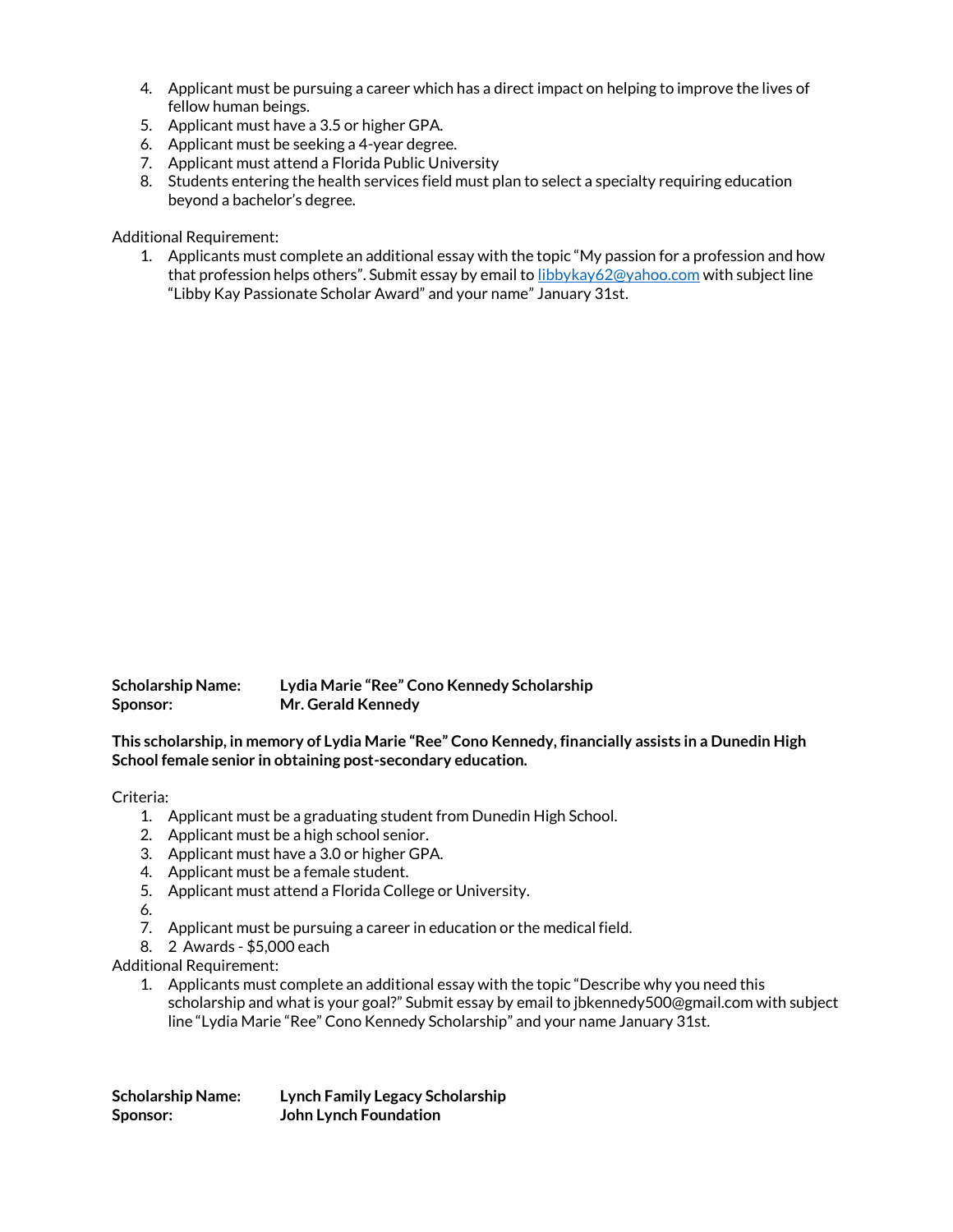4. Applicant must be pursuing a career which has a direct impact on helping to improve the lives of fellow human beings.
5. Applicant must have a 3.5 or higher GPA.
6. Applicant must be seeking a 4-year degree.
7. Applicant must attend a Florida Public University
8. Students entering the health services field must plan to select a specialty requiring education beyond a bachelor's degree.

Additional Requirement:

1. Applicants must complete an additional essay with the topic "My passion for a profession and how that profession helps others". Submit essay by email to [libbykay62@yahoo.com](mailto:libbykay62@yahoo.com) with subject line "Libby Kay Passionate Scholar Award" and your name" January 31st.

**Scholarship Name:** **Lydia Marie "Ree" Cono Kennedy Scholarship**
**Sponsor:** **Mr. Gerald Kennedy**

**This scholarship, in memory of Lydia Marie "Ree" Cono Kennedy, financially assists in a Dunedin High School female senior in obtaining post-secondary education.**

Criteria:

1. Applicant must be a graduating student from Dunedin High School.
2. Applicant must be a high school senior.
3. Applicant must have a 3.0 or higher GPA.
4. Applicant must be a female student.
5. Applicant must attend a Florida College or University.
6. 
7. Applicant must be pursuing a career in education or the medical field.
8. 2 Awards - $5,000 each

Additional Requirement:

1. Applicants must complete an additional essay with the topic "Describe why you need this scholarship and what is your goal?" Submit essay by email to jbkennedy500@gmail.com with subject line "Lydia Marie "Ree" Cono Kennedy Scholarship" and your name January 31st.

**Scholarship Name:** **Lynch Family Legacy Scholarship**
**Sponsor:** **John Lynch Foundation**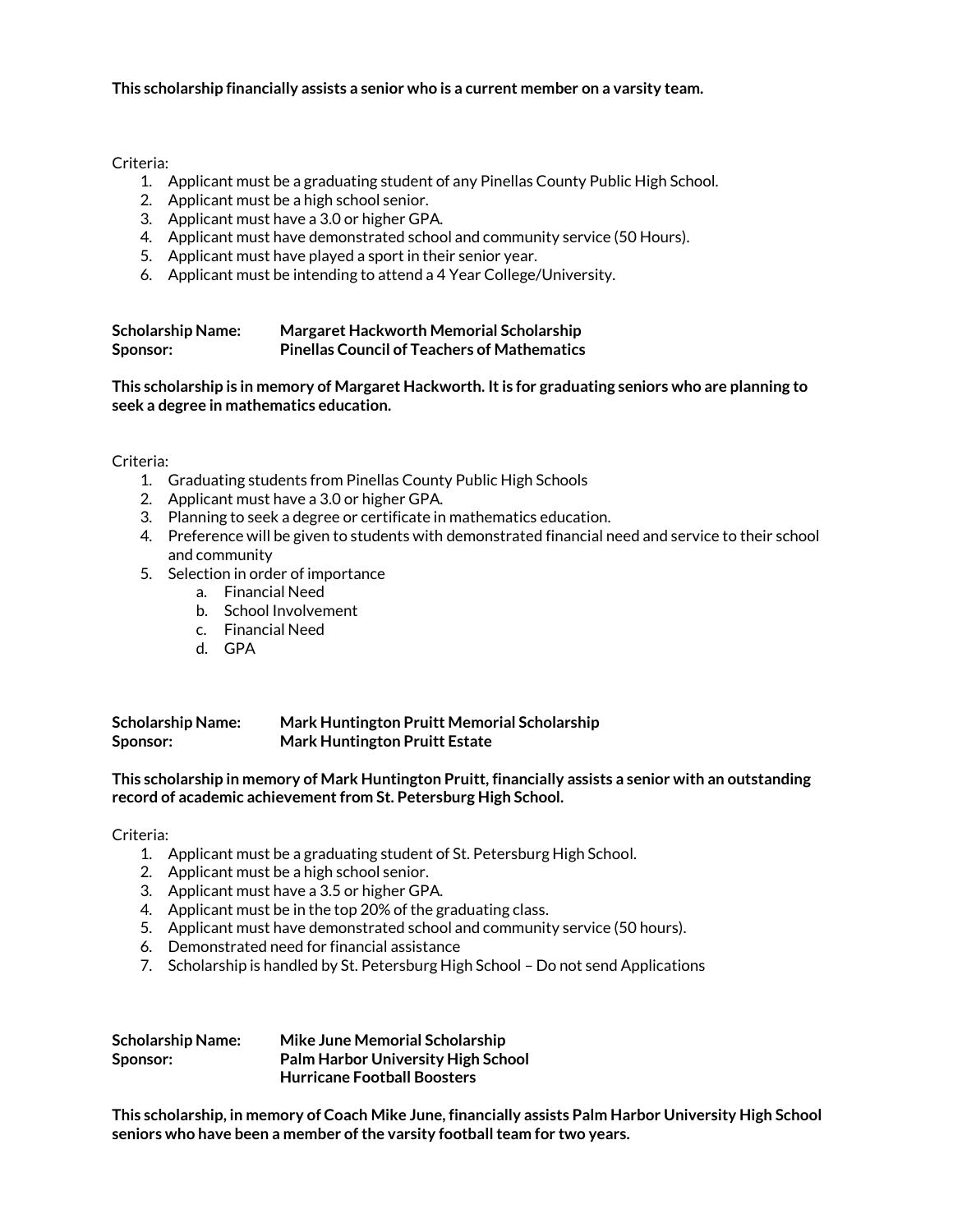**This scholarship financially assists a senior who is a current member on a varsity team.**

Criteria:

1. Applicant must be a graduating student of any Pinellas County Public High School.
2. Applicant must be a high school senior.
3. Applicant must have a 3.0 or higher GPA.
4. Applicant must have demonstrated school and community service (50 Hours).
5. Applicant must have played a sport in their senior year.
6. Applicant must be intending to attend a 4 Year College/University.

**Scholarship Name:** **Margaret Hackworth Memorial Scholarship**
**Sponsor:** **Pinellas Council of Teachers of Mathematics**

**This scholarship is in memory of Margaret Hackworth. It is for graduating seniors who are planning to seek a degree in mathematics education.**

Criteria:

1. Graduating students from Pinellas County Public High Schools
2. Applicant must have a 3.0 or higher GPA.
3. Planning to seek a degree or certificate in mathematics education.
4. Preference will be given to students with demonstrated financial need and service to their school and community
5. Selection in order of importance
   a. Financial Need
   b. School Involvement
   c. Financial Need
   d. GPA

**Scholarship Name:** **Mark Huntington Pruitt Memorial Scholarship**
**Sponsor:** **Mark Huntington Pruitt Estate**

**This scholarship in memory of Mark Huntington Pruitt, financially assists a senior with an outstanding record of academic achievement from St. Petersburg High School.**

Criteria:

1. Applicant must be a graduating student of St. Petersburg High School.
2. Applicant must be a high school senior.
3. Applicant must have a 3.5 or higher GPA.
4. Applicant must be in the top 20% of the graduating class.
5. Applicant must have demonstrated school and community service (50 hours).
6. Demonstrated need for financial assistance
7. Scholarship is handled by St. Petersburg High School – Do not send Applications

**Scholarship Name:** **Mike June Memorial Scholarship**
**Sponsor:** **Palm Harbor University High School Hurricane Football Boosters**

**This scholarship, in memory of Coach Mike June, financially assists Palm Harbor University High School seniors who have been a member of the varsity football team for two years.**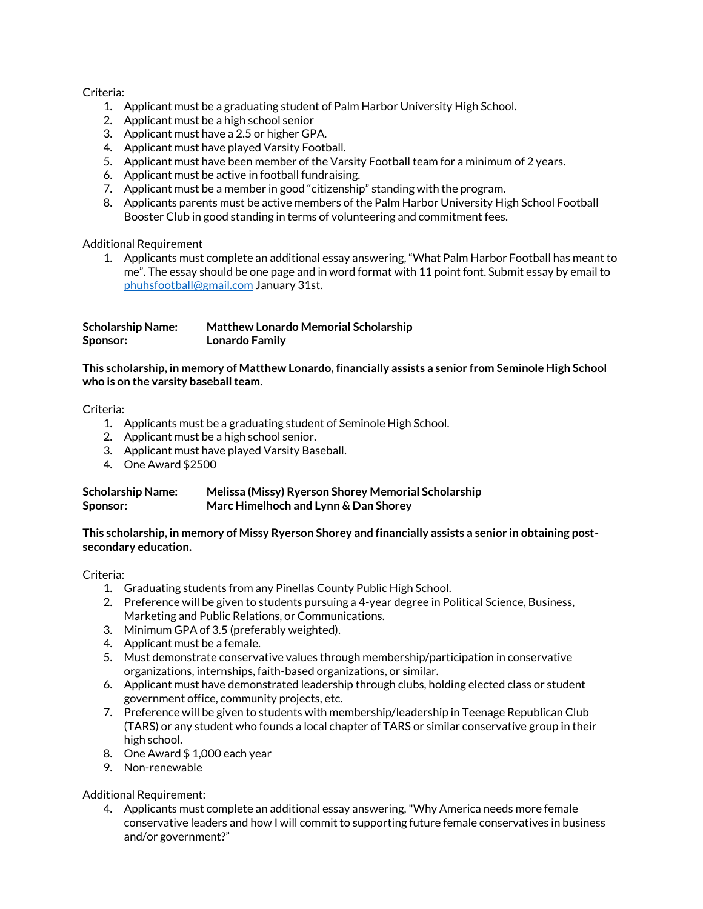Criteria:

1. Applicant must be a graduating student of Palm Harbor University High School.
2. Applicant must be a high school senior
3. Applicant must have a 2.5 or higher GPA.
4. Applicant must have played Varsity Football.
5. Applicant must have been member of the Varsity Football team for a minimum of 2 years.
6. Applicant must be active in football fundraising.
7. Applicant must be a member in good "citizenship" standing with the program.
8. Applicants parents must be active members of the Palm Harbor University High School Football Booster Club in good standing in terms of volunteering and commitment fees.

Additional Requirement

1. Applicants must complete an additional essay answering, "What Palm Harbor Football has meant to me". The essay should be one page and in word format with 11 point font. Submit essay by email to phuhsfootball@gmail.com January 31st.

**Scholarship Name: Matthew Lonardo Memorial Scholarship**
**Sponsor: Lonardo Family**

**This scholarship, in memory of Matthew Lonardo, financially assists a senior from Seminole High School who is on the varsity baseball team.**

Criteria:

1. Applicants must be a graduating student of Seminole High School.
2. Applicant must be a high school senior.
3. Applicant must have played Varsity Baseball.
4. One Award $2500

**Scholarship Name: Melissa (Missy) Ryerson Shorey Memorial Scholarship**
**Sponsor: Marc Himelhoch and Lynn & Dan Shorey**

**This scholarship, in memory of Missy Ryerson Shorey and financially assists a senior in obtaining post-secondary education.**

Criteria:

1. Graduating students from any Pinellas County Public High School.
2. Preference will be given to students pursuing a 4-year degree in Political Science, Business, Marketing and Public Relations, or Communications.
3. Minimum GPA of 3.5 (preferably weighted).
4. Applicant must be a female.
5. Must demonstrate conservative values through membership/participation in conservative organizations, internships, faith-based organizations, or similar.
6. Applicant must have demonstrated leadership through clubs, holding elected class or student government office, community projects, etc.
7. Preference will be given to students with membership/leadership in Teenage Republican Club (TARS) or any student who founds a local chapter of TARS or similar conservative group in their high school.
8. One Award $ 1,000 each year
9. Non-renewable

Additional Requirement:

4. Applicants must complete an additional essay answering, "Why America needs more female conservative leaders and how I will commit to supporting future female conservatives in business and/or government?"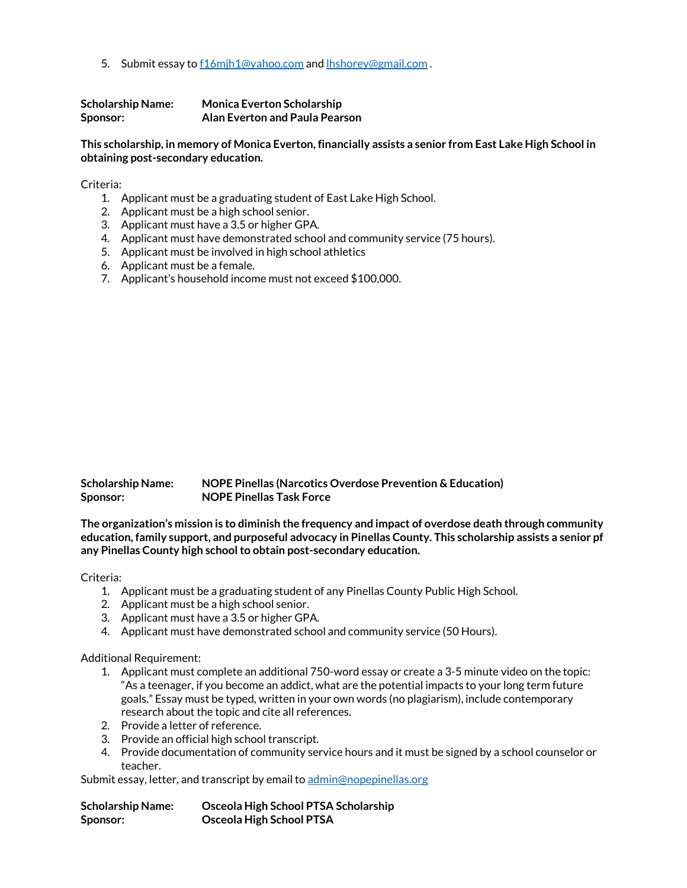5. Submit essay to f16mjh1@yahoo.com and lhshorey@gmail.com .

**Scholarship Name:** **Monica Everton Scholarship**
**Sponsor:** **Alan Everton and Paula Pearson**

**This scholarship, in memory of Monica Everton, financially assists a senior from East Lake High School in obtaining post-secondary education.**

Criteria:

1. Applicant must be a graduating student of East Lake High School.
2. Applicant must be a high school senior.
3. Applicant must have a 3.5 or higher GPA.
4. Applicant must have demonstrated school and community service (75 hours).
5. Applicant must be involved in high school athletics
6. Applicant must be a female.
7. Applicant's household income must not exceed $100,000.

**Scholarship Name:** **NOPE Pinellas (Narcotics Overdose Prevention & Education)**
**Sponsor:** **NOPE Pinellas Task Force**

**The organization's mission is to diminish the frequency and impact of overdose death through community education, family support, and purposeful advocacy in Pinellas County. This scholarship assists a senior pf any Pinellas County high school to obtain post-secondary education.**

Criteria:

1. Applicant must be a graduating student of any Pinellas County Public High School.
2. Applicant must be a high school senior.
3. Applicant must have a 3.5 or higher GPA.
4. Applicant must have demonstrated school and community service (50 Hours).

Additional Requirement:

1. Applicant must complete an additional 750-word essay or create a 3-5 minute video on the topic: "As a teenager, if you become an addict, what are the potential impacts to your long term future goals." Essay must be typed, written in your own words (no plagiarism), include contemporary research about the topic and cite all references.
2. Provide a letter of reference.
3. Provide an official high school transcript.
4. Provide documentation of community service hours and it must be signed by a school counselor or teacher.

Submit essay, letter, and transcript by email to admin@nopepinellas.org

**Scholarship Name:** **Osceola High School PTSA Scholarship**
**Sponsor:** **Osceola High School PTSA**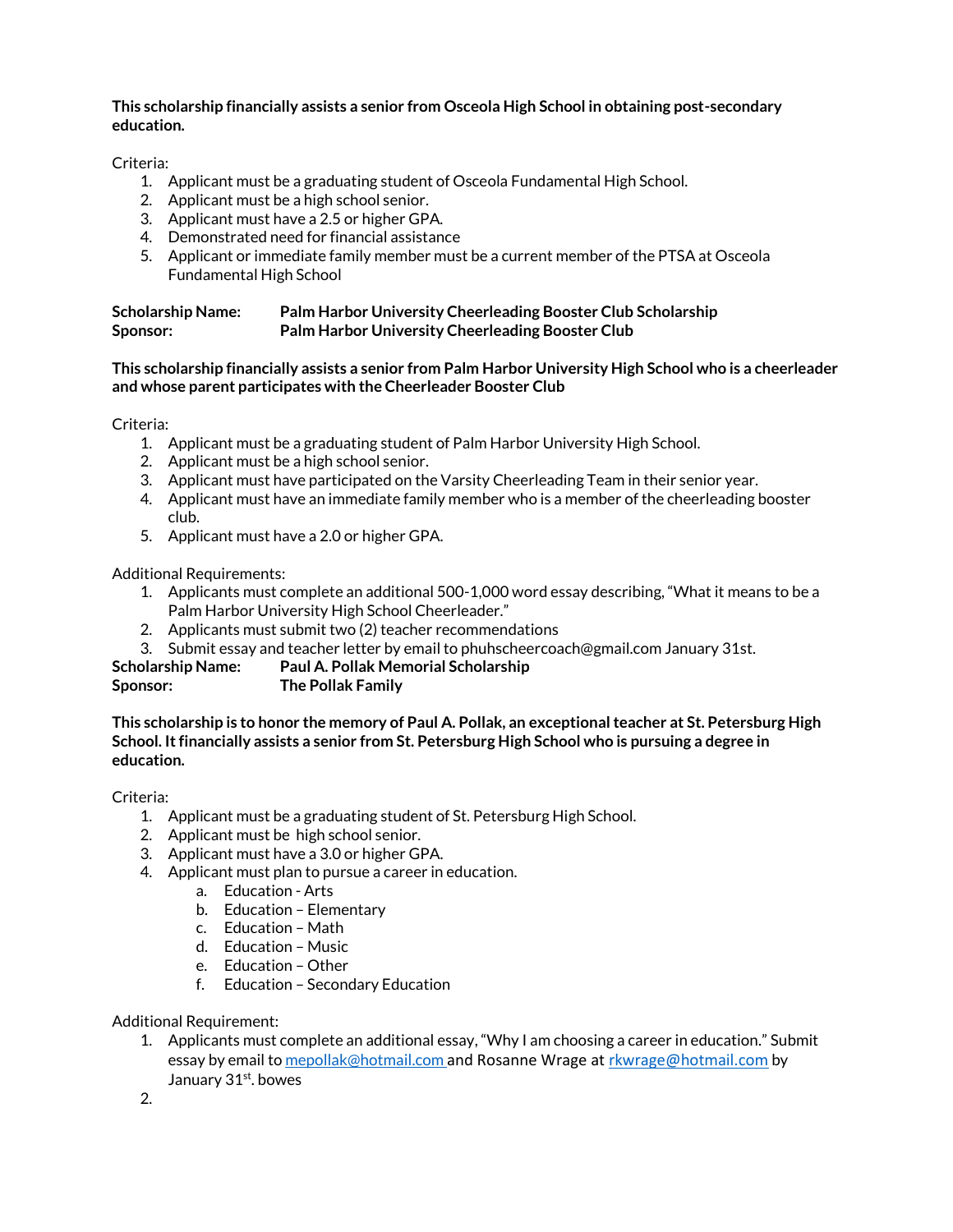**This scholarship financially assists a senior from Osceola High School in obtaining post-secondary education.**

Criteria:

1. Applicant must be a graduating student of Osceola Fundamental High School.
2. Applicant must be a high school senior.
3. Applicant must have a 2.5 or higher GPA.
4. Demonstrated need for financial assistance
5. Applicant or immediate family member must be a current member of the PTSA at Osceola Fundamental High School

**Scholarship Name:** **Palm Harbor University Cheerleading Booster Club Scholarship**
**Sponsor:** **Palm Harbor University Cheerleading Booster Club**

**This scholarship financially assists a senior from Palm Harbor University High School who is a cheerleader and whose parent participates with the Cheerleader Booster Club**

Criteria:

1. Applicant must be a graduating student of Palm Harbor University High School.
2. Applicant must be a high school senior.
3. Applicant must have participated on the Varsity Cheerleading Team in their senior year.
4. Applicant must have an immediate family member who is a member of the cheerleading booster club.
5. Applicant must have a 2.0 or higher GPA.

Additional Requirements:

1. Applicants must complete an additional 500-1,000 word essay describing, "What it means to be a Palm Harbor University High School Cheerleader."
2. Applicants must submit two (2) teacher recommendations
3. Submit essay and teacher letter by email to phuhscheercoach@gmail.com January 31st.

**Scholarship Name:** **Paul A. Pollak Memorial Scholarship**
**Sponsor:** **The Pollak Family**

**This scholarship is to honor the memory of Paul A. Pollak, an exceptional teacher at St. Petersburg High School. It financially assists a senior from St. Petersburg High School who is pursuing a degree in education.**

Criteria:

1. Applicant must be a graduating student of St. Petersburg High School.
2. Applicant must be high school senior.
3. Applicant must have a 3.0 or higher GPA.
4. Applicant must plan to pursue a career in education.
   a. Education - Arts
   b. Education – Elementary
   c. Education – Math
   d. Education – Music
   e. Education – Other
   f. Education – Secondary Education

Additional Requirement:

1. Applicants must complete an additional essay, "Why I am choosing a career in education." Submit essay by email to mepollak@hotmail.com and Rosanne Wrage at rkwrage@hotmail.com by January 31st. bowes
2.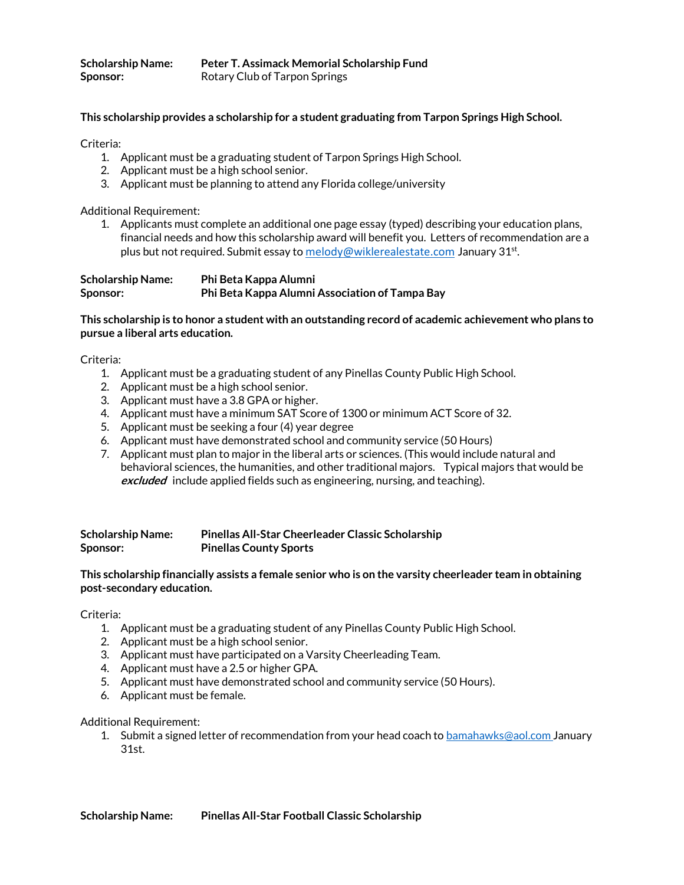**Scholarship Name:** **Peter T. Assimack Memorial Scholarship Fund**
**Sponsor:** Rotary Club of Tarpon Springs

**This scholarship provides a scholarship for a student graduating from Tarpon Springs High School.**

Criteria:

1. Applicant must be a graduating student of Tarpon Springs High School.
2. Applicant must be a high school senior.
3. Applicant must be planning to attend any Florida college/university

Additional Requirement:

1. Applicants must complete an additional one page essay (typed) describing your education plans, financial needs and how this scholarship award will benefit you. Letters of recommendation are a plus but not required. Submit essay to melody@wiklerealestate.com January 31st.

**Scholarship Name:** **Phi Beta Kappa Alumni**
**Sponsor:** **Phi Beta Kappa Alumni Association of Tampa Bay**

**This scholarship is to honor a student with an outstanding record of academic achievement who plans to pursue a liberal arts education.**

Criteria:

1. Applicant must be a graduating student of any Pinellas County Public High School.
2. Applicant must be a high school senior.
3. Applicant must have a 3.8 GPA or higher.
4. Applicant must have a minimum SAT Score of 1300 or minimum ACT Score of 32.
5. Applicant must be seeking a four (4) year degree
6. Applicant must have demonstrated school and community service (50 Hours)
7. Applicant must plan to major in the liberal arts or sciences. (This would include natural and behavioral sciences, the humanities, and other traditional majors. Typical majors that would be ***excluded*** include applied fields such as engineering, nursing, and teaching).

**Scholarship Name:** **Pinellas All-Star Cheerleader Classic Scholarship**
**Sponsor:** **Pinellas County Sports**

**This scholarship financially assists a female senior who is on the varsity cheerleader team in obtaining post-secondary education.**

Criteria:

1. Applicant must be a graduating student of any Pinellas County Public High School.
2. Applicant must be a high school senior.
3. Applicant must have participated on a Varsity Cheerleading Team.
4. Applicant must have a 2.5 or higher GPA.
5. Applicant must have demonstrated school and community service (50 Hours).
6. Applicant must be female.

Additional Requirement:

1. Submit a signed letter of recommendation from your head coach to bamahawks@aol.com January 31st.

**Scholarship Name:** **Pinellas All-Star Football Classic Scholarship**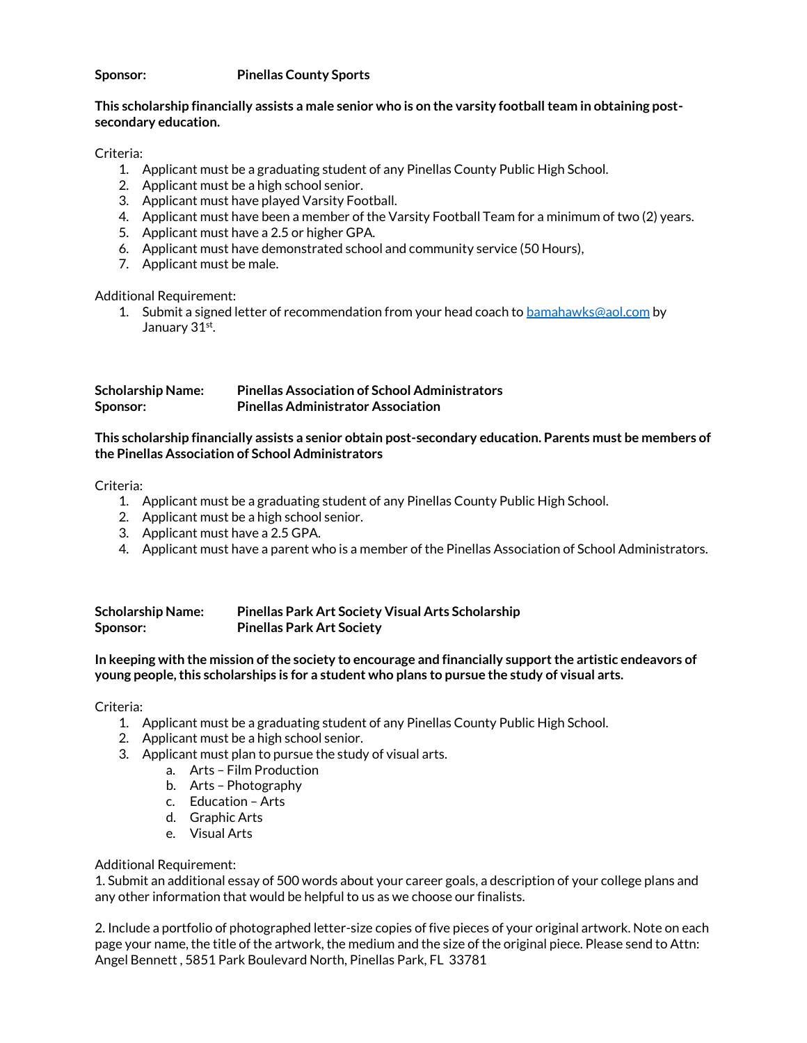**Sponsor:** **Pinellas County Sports**

**This scholarship financially assists a male senior who is on the varsity football team in obtaining post-secondary education.**

Criteria:

1. Applicant must be a graduating student of any Pinellas County Public High School.
2. Applicant must be a high school senior.
3. Applicant must have played Varsity Football.
4. Applicant must have been a member of the Varsity Football Team for a minimum of two (2) years.
5. Applicant must have a 2.5 or higher GPA.
6. Applicant must have demonstrated school and community service (50 Hours),
7. Applicant must be male.

Additional Requirement:

1. Submit a signed letter of recommendation from your head coach to bamahawks@aol.com by January 31st.

**Scholarship Name:** **Pinellas Association of School Administrators**
**Sponsor:** **Pinellas Administrator Association**

**This scholarship financially assists a senior obtain post-secondary education. Parents must be members of the Pinellas Association of School Administrators**

Criteria:

1. Applicant must be a graduating student of any Pinellas County Public High School.
2. Applicant must be a high school senior.
3. Applicant must have a 2.5 GPA.
4. Applicant must have a parent who is a member of the Pinellas Association of School Administrators.

**Scholarship Name:** **Pinellas Park Art Society Visual Arts Scholarship**
**Sponsor:** **Pinellas Park Art Society**

**In keeping with the mission of the society to encourage and financially support the artistic endeavors of young people, this scholarships is for a student who plans to pursue the study of visual arts.**

Criteria:

1. Applicant must be a graduating student of any Pinellas County Public High School.
2. Applicant must be a high school senior.
3. Applicant must plan to pursue the study of visual arts.
   a. Arts – Film Production
   b. Arts – Photography
   c. Education – Arts
   d. Graphic Arts
   e. Visual Arts

Additional Requirement:

1. Submit an additional essay of 500 words about your career goals, a description of your college plans and any other information that would be helpful to us as we choose our finalists.

2. Include a portfolio of photographed letter-size copies of five pieces of your original artwork. Note on each page your name, the title of the artwork, the medium and the size of the original piece. Please send to Attn: Angel Bennett , 5851 Park Boulevard North, Pinellas Park, FL 33781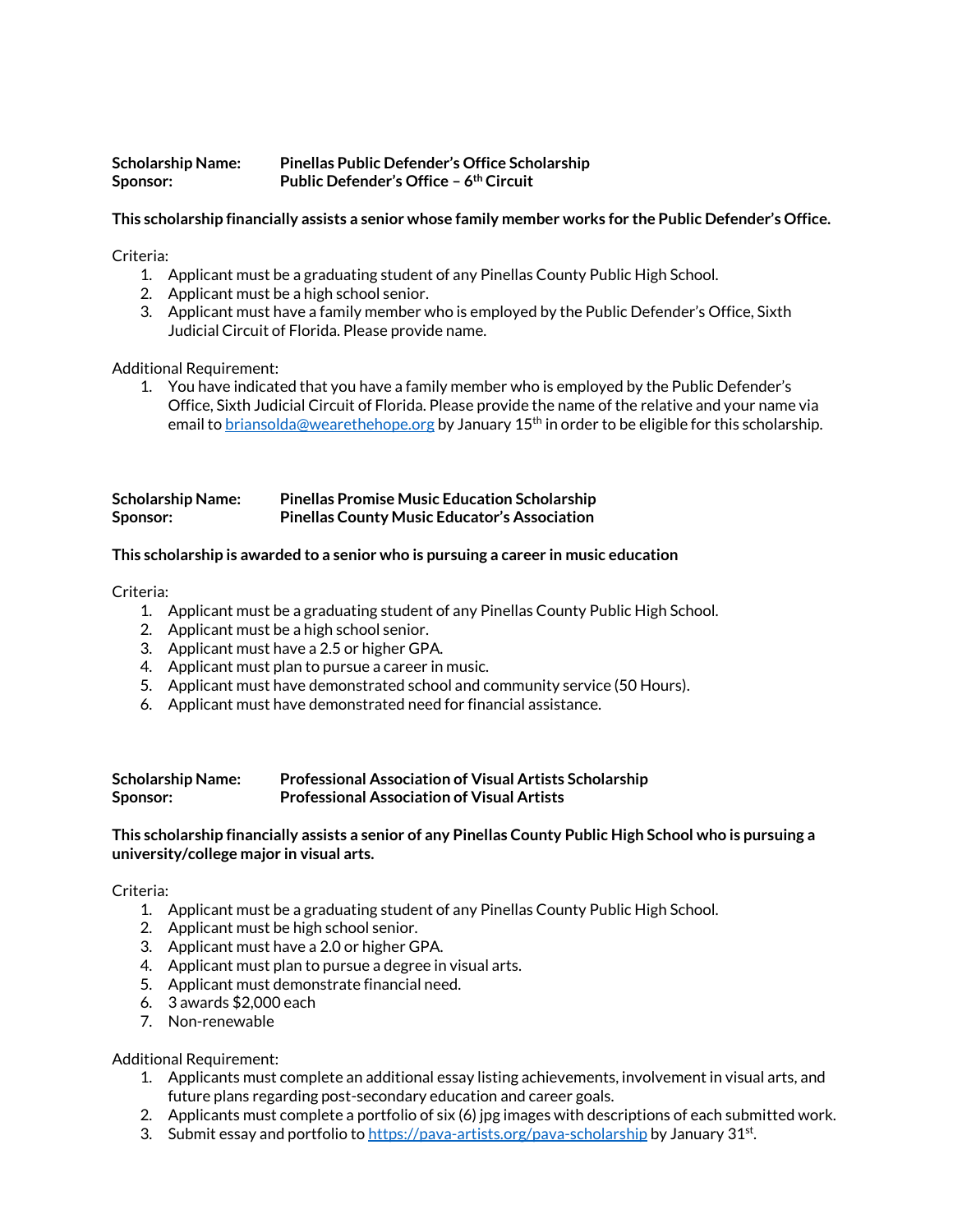**Scholarship Name:** **Pinellas Public Defender's Office Scholarship**
**Sponsor:** **Public Defender's Office – 6th Circuit**

**This scholarship financially assists a senior whose family member works for the Public Defender's Office.**

Criteria:

1. Applicant must be a graduating student of any Pinellas County Public High School.
2. Applicant must be a high school senior.
3. Applicant must have a family member who is employed by the Public Defender's Office, Sixth Judicial Circuit of Florida. Please provide name.

Additional Requirement:

1. You have indicated that you have a family member who is employed by the Public Defender's Office, Sixth Judicial Circuit of Florida. Please provide the name of the relative and your name via email to briansolda@wearethehope.org by January 15th in order to be eligible for this scholarship.

**Scholarship Name:** **Pinellas Promise Music Education Scholarship**
**Sponsor:** **Pinellas County Music Educator's Association**

**This scholarship is awarded to a senior who is pursuing a career in music education**

Criteria:

1. Applicant must be a graduating student of any Pinellas County Public High School.
2. Applicant must be a high school senior.
3. Applicant must have a 2.5 or higher GPA.
4. Applicant must plan to pursue a career in music.
5. Applicant must have demonstrated school and community service (50 Hours).
6. Applicant must have demonstrated need for financial assistance.

**Scholarship Name:** **Professional Association of Visual Artists Scholarship**
**Sponsor:** **Professional Association of Visual Artists**

**This scholarship financially assists a senior of any Pinellas County Public High School who is pursuing a university/college major in visual arts.**

Criteria:

1. Applicant must be a graduating student of any Pinellas County Public High School.
2. Applicant must be high school senior.
3. Applicant must have a 2.0 or higher GPA.
4. Applicant must plan to pursue a degree in visual arts.
5. Applicant must demonstrate financial need.
6. 3 awards $2,000 each
7. Non-renewable

Additional Requirement:

1. Applicants must complete an additional essay listing achievements, involvement in visual arts, and future plans regarding post-secondary education and career goals.
2. Applicants must complete a portfolio of six (6) jpg images with descriptions of each submitted work.
3. Submit essay and portfolio to https://pava-artists.org/pava-scholarship by January 31st.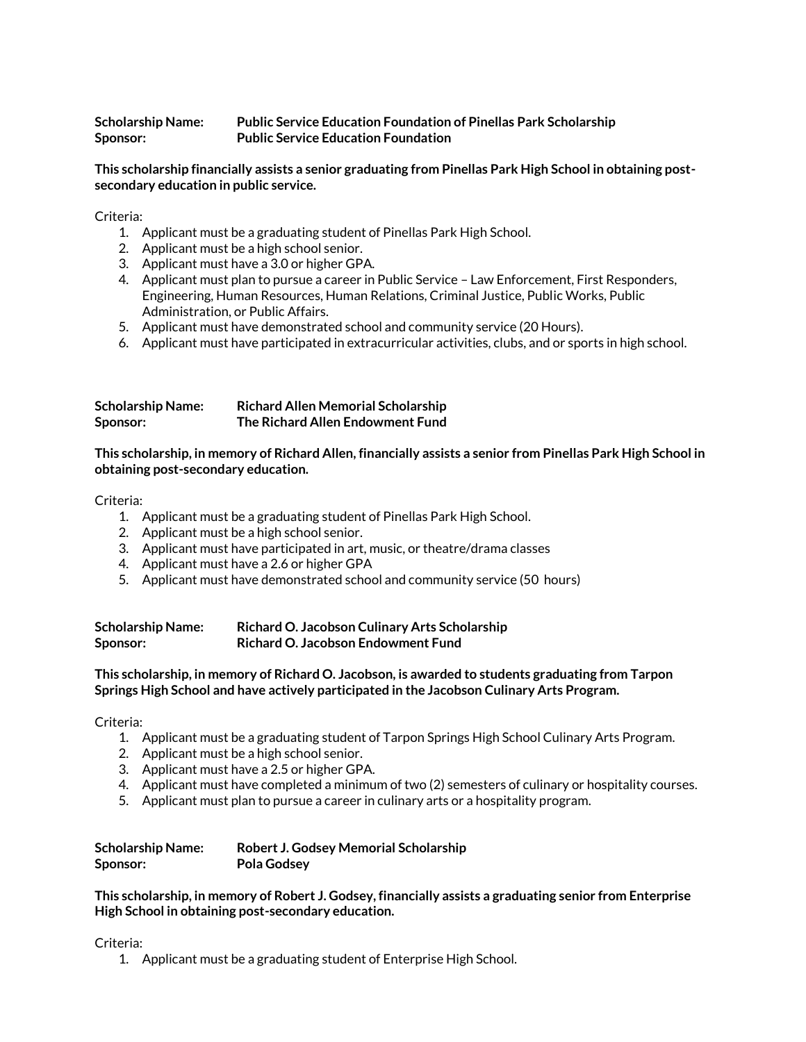**Scholarship Name:** **Public Service Education Foundation of Pinellas Park Scholarship**
**Sponsor:** **Public Service Education Foundation**

**This scholarship financially assists a senior graduating from Pinellas Park High School in obtaining post-secondary education in public service.**

Criteria:

1. Applicant must be a graduating student of Pinellas Park High School.
2. Applicant must be a high school senior.
3. Applicant must have a 3.0 or higher GPA.
4. Applicant must plan to pursue a career in Public Service – Law Enforcement, First Responders, Engineering, Human Resources, Human Relations, Criminal Justice, Public Works, Public Administration, or Public Affairs.
5. Applicant must have demonstrated school and community service (20 Hours).
6. Applicant must have participated in extracurricular activities, clubs, and or sports in high school.

**Scholarship Name:** **Richard Allen Memorial Scholarship**
**Sponsor:** **The Richard Allen Endowment Fund**

**This scholarship, in memory of Richard Allen, financially assists a senior from Pinellas Park High School in obtaining post-secondary education.**

Criteria:

1. Applicant must be a graduating student of Pinellas Park High School.
2. Applicant must be a high school senior.
3. Applicant must have participated in art, music, or theatre/drama classes
4. Applicant must have a 2.6 or higher GPA
5. Applicant must have demonstrated school and community service (50 hours)

**Scholarship Name:** **Richard O. Jacobson Culinary Arts Scholarship**
**Sponsor:** **Richard O. Jacobson Endowment Fund**

**This scholarship, in memory of Richard O. Jacobson, is awarded to students graduating from Tarpon Springs High School and have actively participated in the Jacobson Culinary Arts Program.**

Criteria:

1. Applicant must be a graduating student of Tarpon Springs High School Culinary Arts Program.
2. Applicant must be a high school senior.
3. Applicant must have a 2.5 or higher GPA.
4. Applicant must have completed a minimum of two (2) semesters of culinary or hospitality courses.
5. Applicant must plan to pursue a career in culinary arts or a hospitality program.

**Scholarship Name:** **Robert J. Godsey Memorial Scholarship**
**Sponsor:** **Pola Godsey**

**This scholarship, in memory of Robert J. Godsey, financially assists a graduating senior from Enterprise High School in obtaining post-secondary education.**

Criteria:

1. Applicant must be a graduating student of Enterprise High School.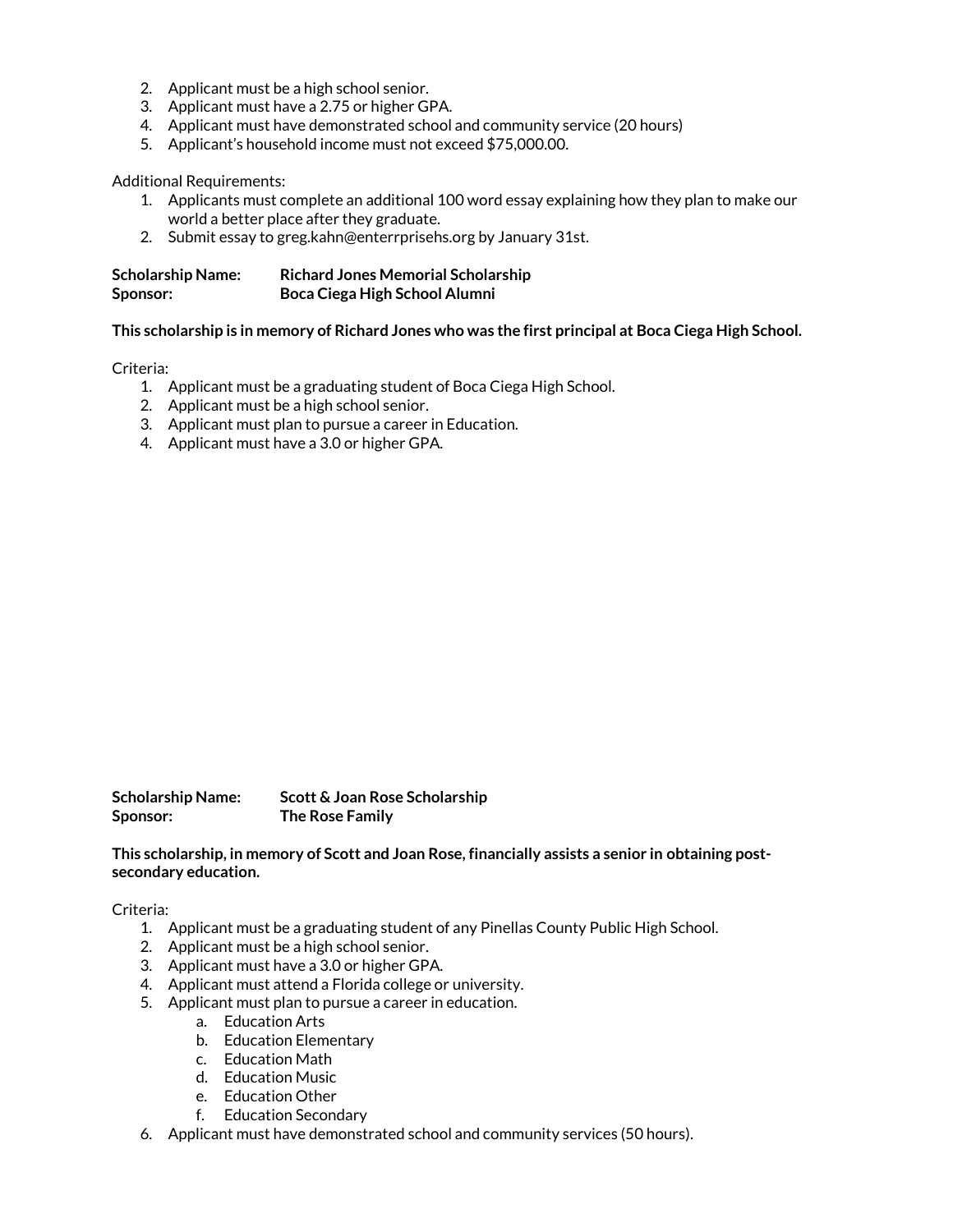2. Applicant must be a high school senior.
3. Applicant must have a 2.75 or higher GPA.
4. Applicant must have demonstrated school and community service (20 hours)
5. Applicant's household income must not exceed $75,000.00.

Additional Requirements:

1. Applicants must complete an additional 100 word essay explaining how they plan to make our world a better place after they graduate.
2. Submit essay to greg.kahn@enterrprisehs.org by January 31st.

**Scholarship Name:** **Richard Jones Memorial Scholarship**
**Sponsor:** **Boca Ciega High School Alumni**

**This scholarship is in memory of Richard Jones who was the first principal at Boca Ciega High School.**

Criteria:

1. Applicant must be a graduating student of Boca Ciega High School.
2. Applicant must be a high school senior.
3. Applicant must plan to pursue a career in Education.
4. Applicant must have a 3.0 or higher GPA.

**Scholarship Name:** **Scott & Joan Rose Scholarship**
**Sponsor:** **The Rose Family**

**This scholarship, in memory of Scott and Joan Rose, financially assists a senior in obtaining post-secondary education.**

Criteria:

1. Applicant must be a graduating student of any Pinellas County Public High School.
2. Applicant must be a high school senior.
3. Applicant must have a 3.0 or higher GPA.
4. Applicant must attend a Florida college or university.
5. Applicant must plan to pursue a career in education.
   a. Education Arts
   b. Education Elementary
   c. Education Math
   d. Education Music
   e. Education Other
   f. Education Secondary
6. Applicant must have demonstrated school and community services (50 hours).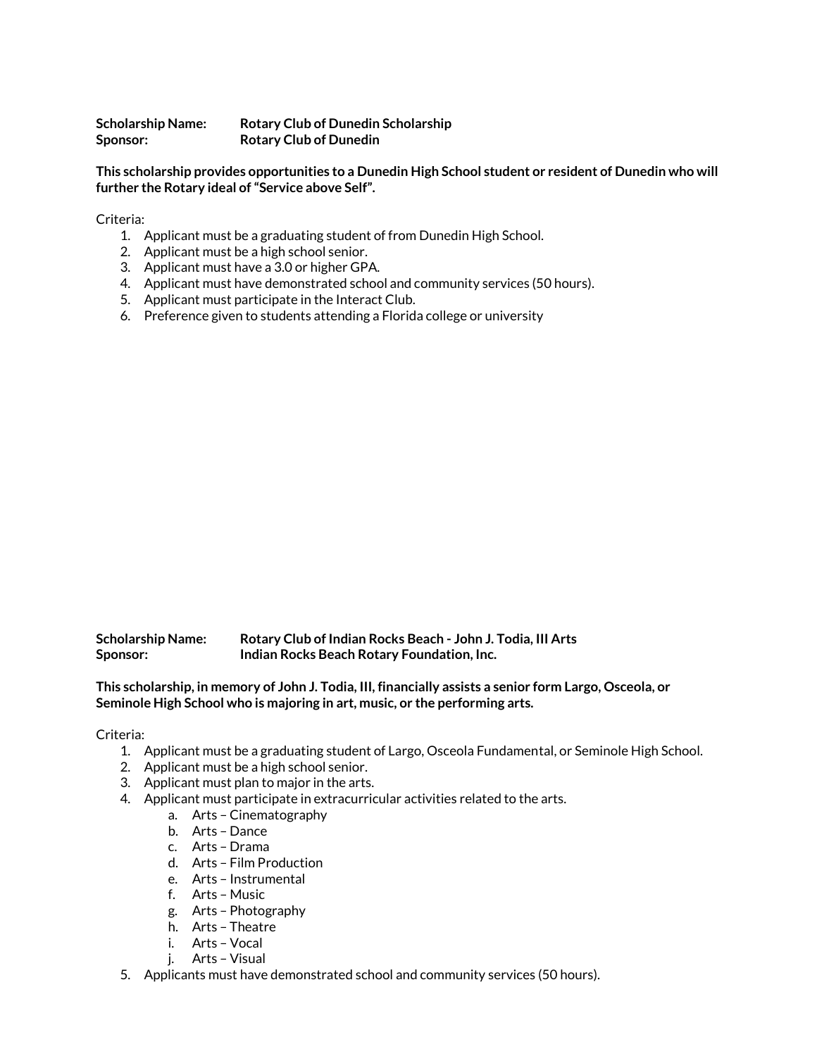**Scholarship Name:** **Rotary Club of Dunedin Scholarship**
**Sponsor:** **Rotary Club of Dunedin**

**This scholarship provides opportunities to a Dunedin High School student or resident of Dunedin who will further the Rotary ideal of "Service above Self".**

Criteria:

1. Applicant must be a graduating student of from Dunedin High School.
2. Applicant must be a high school senior.
3. Applicant must have a 3.0 or higher GPA.
4. Applicant must have demonstrated school and community services (50 hours).
5. Applicant must participate in the Interact Club.
6. Preference given to students attending a Florida college or university

**Scholarship Name:** **Rotary Club of Indian Rocks Beach - John J. Todia, III Arts**
**Sponsor:** **Indian Rocks Beach Rotary Foundation, Inc.**

**This scholarship, in memory of John J. Todia, III, financially assists a senior form Largo, Osceola, or Seminole High School who is majoring in art, music, or the performing arts.**

Criteria:

1. Applicant must be a graduating student of Largo, Osceola Fundamental, or Seminole High School.
2. Applicant must be a high school senior.
3. Applicant must plan to major in the arts.
4. Applicant must participate in extracurricular activities related to the arts.
   a. Arts – Cinematography
   b. Arts – Dance
   c. Arts – Drama
   d. Arts – Film Production
   e. Arts – Instrumental
   f. Arts – Music
   g. Arts – Photography
   h. Arts – Theatre
   i. Arts – Vocal
   j. Arts – Visual
5. Applicants must have demonstrated school and community services (50 hours).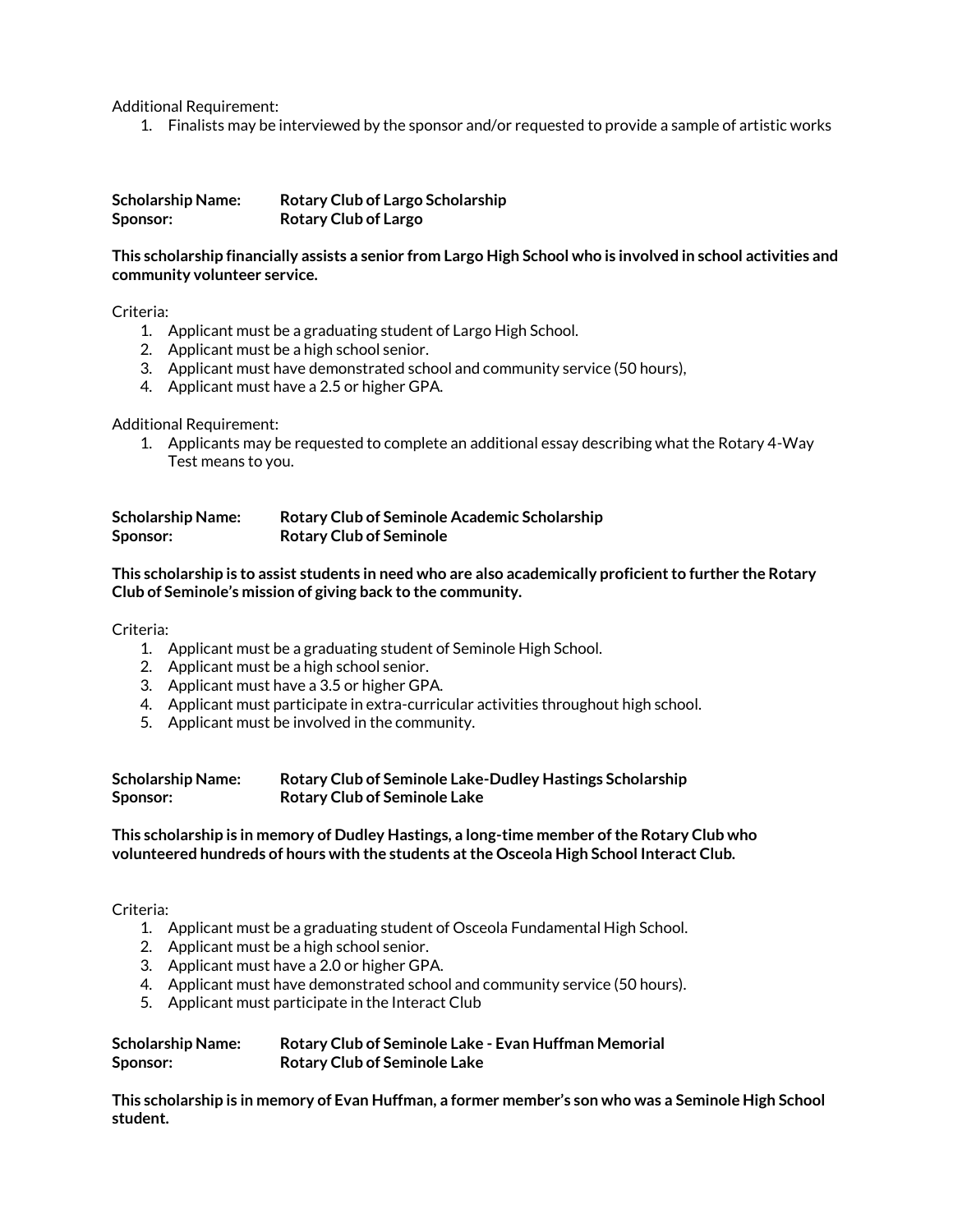Additional Requirement:

1. Finalists may be interviewed by the sponsor and/or requested to provide a sample of artistic works

**Scholarship Name:** **Rotary Club of Largo Scholarship**
**Sponsor:** **Rotary Club of Largo**

**This scholarship financially assists a senior from Largo High School who is involved in school activities and community volunteer service.**

Criteria:

1. Applicant must be a graduating student of Largo High School.
2. Applicant must be a high school senior.
3. Applicant must have demonstrated school and community service (50 hours),
4. Applicant must have a 2.5 or higher GPA.

Additional Requirement:

1. Applicants may be requested to complete an additional essay describing what the Rotary 4-Way Test means to you.

**Scholarship Name:** **Rotary Club of Seminole Academic Scholarship**
**Sponsor:** **Rotary Club of Seminole**

**This scholarship is to assist students in need who are also academically proficient to further the Rotary Club of Seminole's mission of giving back to the community.**

Criteria:

1. Applicant must be a graduating student of Seminole High School.
2. Applicant must be a high school senior.
3. Applicant must have a 3.5 or higher GPA.
4. Applicant must participate in extra-curricular activities throughout high school.
5. Applicant must be involved in the community.

**Scholarship Name:** **Rotary Club of Seminole Lake-Dudley Hastings Scholarship**
**Sponsor:** **Rotary Club of Seminole Lake**

**This scholarship is in memory of Dudley Hastings, a long-time member of the Rotary Club who volunteered hundreds of hours with the students at the Osceola High School Interact Club.**

Criteria:

1. Applicant must be a graduating student of Osceola Fundamental High School.
2. Applicant must be a high school senior.
3. Applicant must have a 2.0 or higher GPA.
4. Applicant must have demonstrated school and community service (50 hours).
5. Applicant must participate in the Interact Club

**Scholarship Name:** **Rotary Club of Seminole Lake - Evan Huffman Memorial**
**Sponsor:** **Rotary Club of Seminole Lake**

**This scholarship is in memory of Evan Huffman, a former member's son who was a Seminole High School student.**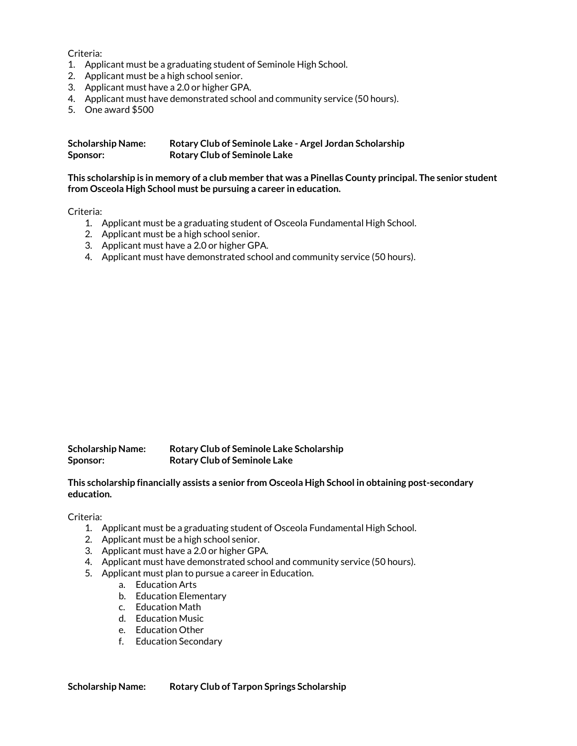Criteria:

1. Applicant must be a graduating student of Seminole High School.
2. Applicant must be a high school senior.
3. Applicant must have a 2.0 or higher GPA.
4. Applicant must have demonstrated school and community service (50 hours).
5. One award $500

**Scholarship Name:** **Rotary Club of Seminole Lake - Argel Jordan Scholarship**
**Sponsor:** **Rotary Club of Seminole Lake**

**This scholarship is in memory of a club member that was a Pinellas County principal. The senior student from Osceola High School must be pursuing a career in education.**

Criteria:

1. Applicant must be a graduating student of Osceola Fundamental High School.
2. Applicant must be a high school senior.
3. Applicant must have a 2.0 or higher GPA.
4. Applicant must have demonstrated school and community service (50 hours).

**Scholarship Name:** **Rotary Club of Seminole Lake Scholarship**
**Sponsor:** **Rotary Club of Seminole Lake**

**This scholarship financially assists a senior from Osceola High School in obtaining post-secondary education.**

Criteria:

1. Applicant must be a graduating student of Osceola Fundamental High School.
2. Applicant must be a high school senior.
3. Applicant must have a 2.0 or higher GPA.
4. Applicant must have demonstrated school and community service (50 hours).
5. Applicant must plan to pursue a career in Education.
   a. Education Arts
   b. Education Elementary
   c. Education Math
   d. Education Music
   e. Education Other
   f. Education Secondary

**Scholarship Name:** **Rotary Club of Tarpon Springs Scholarship**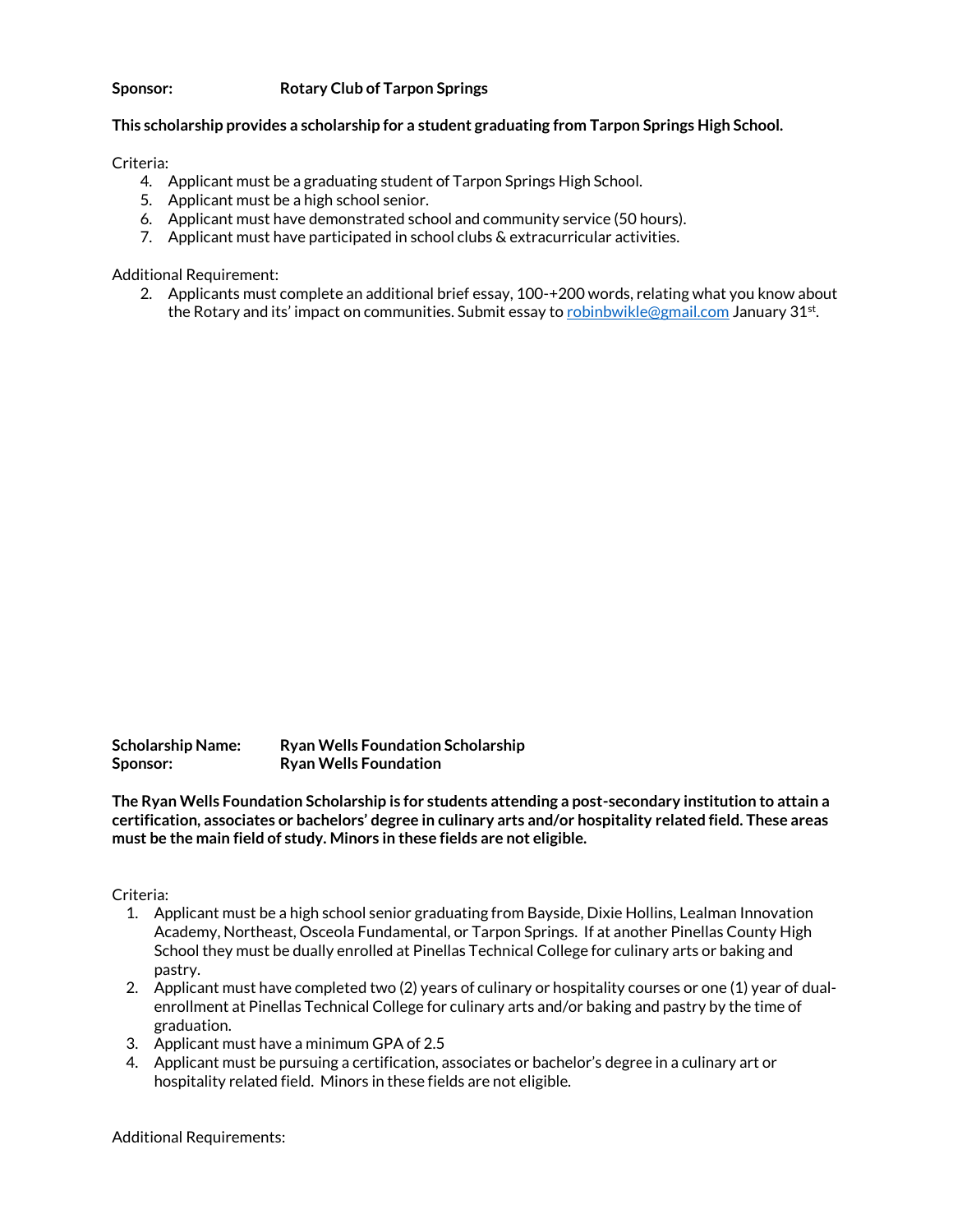**Sponsor:** **Rotary Club of Tarpon Springs**

**This scholarship provides a scholarship for a student graduating from Tarpon Springs High School.**

Criteria:

4. Applicant must be a graduating student of Tarpon Springs High School.
5. Applicant must be a high school senior.
6. Applicant must have demonstrated school and community service (50 hours).
7. Applicant must have participated in school clubs & extracurricular activities.

Additional Requirement:

2. Applicants must complete an additional brief essay, 100-+200 words, relating what you know about the Rotary and its' impact on communities. Submit essay to [robinbwikle@gmail.com](mailto:robinbwikle@gmail.com) January 31st.

**Scholarship Name:** **Ryan Wells Foundation Scholarship**
**Sponsor:** **Ryan Wells Foundation**

**The Ryan Wells Foundation Scholarship is for students attending a post-secondary institution to attain a certification, associates or bachelors' degree in culinary arts and/or hospitality related field. These areas must be the main field of study. Minors in these fields are not eligible.**

Criteria:

1. Applicant must be a high school senior graduating from Bayside, Dixie Hollins, Lealman Innovation Academy, Northeast, Osceola Fundamental, or Tarpon Springs. If at another Pinellas County High School they must be dually enrolled at Pinellas Technical College for culinary arts or baking and pastry.
2. Applicant must have completed two (2) years of culinary or hospitality courses or one (1) year of dual-enrollment at Pinellas Technical College for culinary arts and/or baking and pastry by the time of graduation.
3. Applicant must have a minimum GPA of 2.5
4. Applicant must be pursuing a certification, associates or bachelor's degree in a culinary art or hospitality related field. Minors in these fields are not eligible.

Additional Requirements: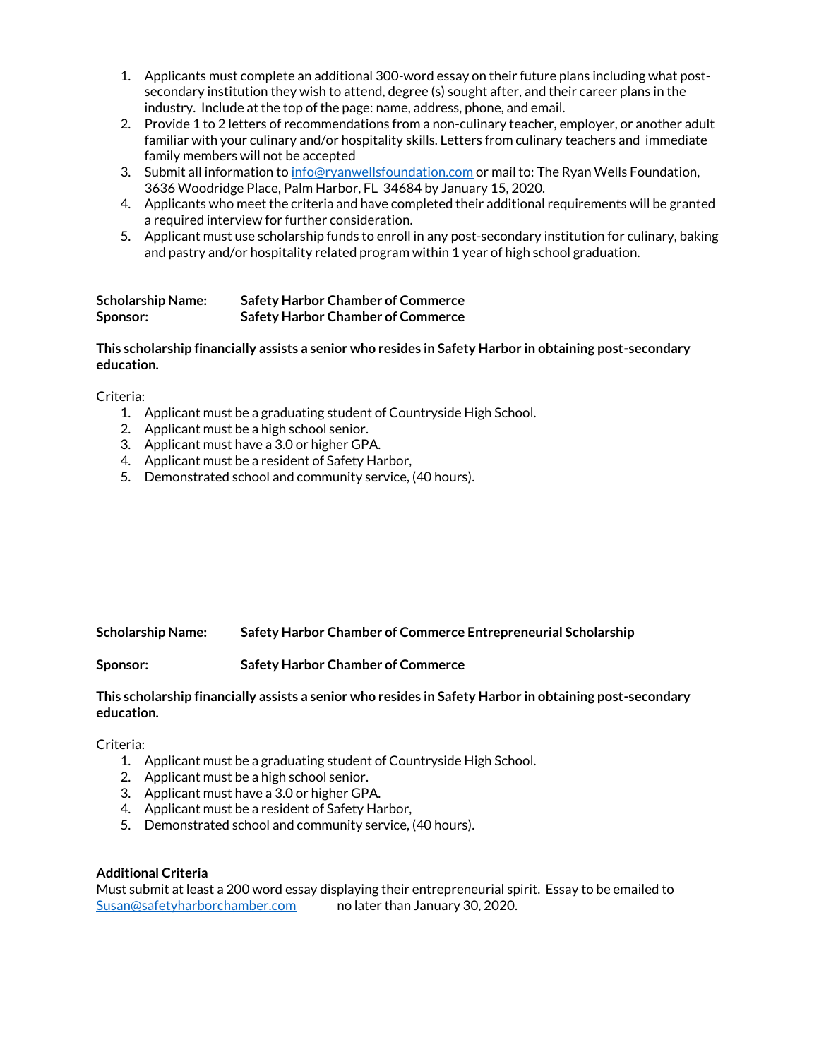1. Applicants must complete an additional 300-word essay on their future plans including what post-secondary institution they wish to attend, degree (s) sought after, and their career plans in the industry. Include at the top of the page: name, address, phone, and email.
2. Provide 1 to 2 letters of recommendations from a non-culinary teacher, employer, or another adult familiar with your culinary and/or hospitality skills. Letters from culinary teachers and immediate family members will not be accepted
3. Submit all information to info@ryanwellsfoundation.com or mail to: The Ryan Wells Foundation, 3636 Woodridge Place, Palm Harbor, FL 34684 by January 15, 2020.
4. Applicants who meet the criteria and have completed their additional requirements will be granted a required interview for further consideration.
5. Applicant must use scholarship funds to enroll in any post-secondary institution for culinary, baking and pastry and/or hospitality related program within 1 year of high school graduation.

**Scholarship Name:** **Safety Harbor Chamber of Commerce**
**Sponsor:** **Safety Harbor Chamber of Commerce**

**This scholarship financially assists a senior who resides in Safety Harbor in obtaining post-secondary education.**

Criteria:

1. Applicant must be a graduating student of Countryside High School.
2. Applicant must be a high school senior.
3. Applicant must have a 3.0 or higher GPA.
4. Applicant must be a resident of Safety Harbor,
5. Demonstrated school and community service, (40 hours).

**Scholarship Name:** **Safety Harbor Chamber of Commerce Entrepreneurial Scholarship**

**Sponsor:** **Safety Harbor Chamber of Commerce**

**This scholarship financially assists a senior who resides in Safety Harbor in obtaining post-secondary education.**

Criteria:

1. Applicant must be a graduating student of Countryside High School.
2. Applicant must be a high school senior.
3. Applicant must have a 3.0 or higher GPA.
4. Applicant must be a resident of Safety Harbor,
5. Demonstrated school and community service, (40 hours).

**Additional Criteria**

Must submit at least a 200 word essay displaying their entrepreneurial spirit. Essay to be emailed to Susan@safetyharborchamber.com no later than January 30, 2020.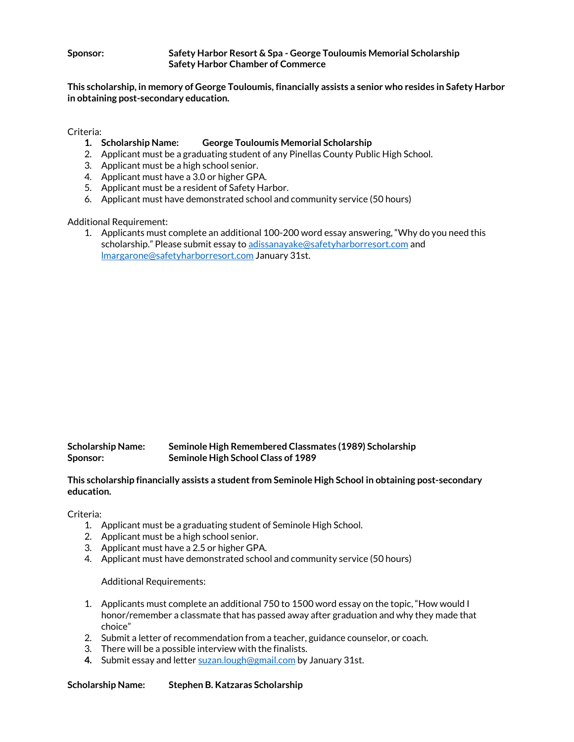**Sponsor:** **Safety Harbor Resort & Spa - George Touloumis Memorial Scholarship**
**Safety Harbor Chamber of Commerce**

**This scholarship, in memory of George Touloumis, financially assists a senior who resides in Safety Harbor in obtaining post-secondary education.**

Criteria:

1. **Scholarship Name: George Touloumis Memorial Scholarship**
2. Applicant must be a graduating student of any Pinellas County Public High School.
3. Applicant must be a high school senior.
4. Applicant must have a 3.0 or higher GPA.
5. Applicant must be a resident of Safety Harbor.
6. Applicant must have demonstrated school and community service (50 hours)

Additional Requirement:

1. Applicants must complete an additional 100-200 word essay answering, "Why do you need this scholarship." Please submit essay to adissanayake@safetyharborresort.com and lmargarone@safetyharborresort.com January 31st.

**Scholarship Name:** **Seminole High Remembered Classmates (1989) Scholarship**
**Sponsor:** **Seminole High School Class of 1989**

**This scholarship financially assists a student from Seminole High School in obtaining post-secondary education.**

Criteria:

1. Applicant must be a graduating student of Seminole High School.
2. Applicant must be a high school senior.
3. Applicant must have a 2.5 or higher GPA.
4. Applicant must have demonstrated school and community service (50 hours)

Additional Requirements:

1. Applicants must complete an additional 750 to 1500 word essay on the topic, "How would I honor/remember a classmate that has passed away after graduation and why they made that choice"
2. Submit a letter of recommendation from a teacher, guidance counselor, or coach.
3. There will be a possible interview with the finalists.
4. Submit essay and letter suzan.lough@gmail.com by January 31st.

**Scholarship Name:** **Stephen B. Katzaras Scholarship**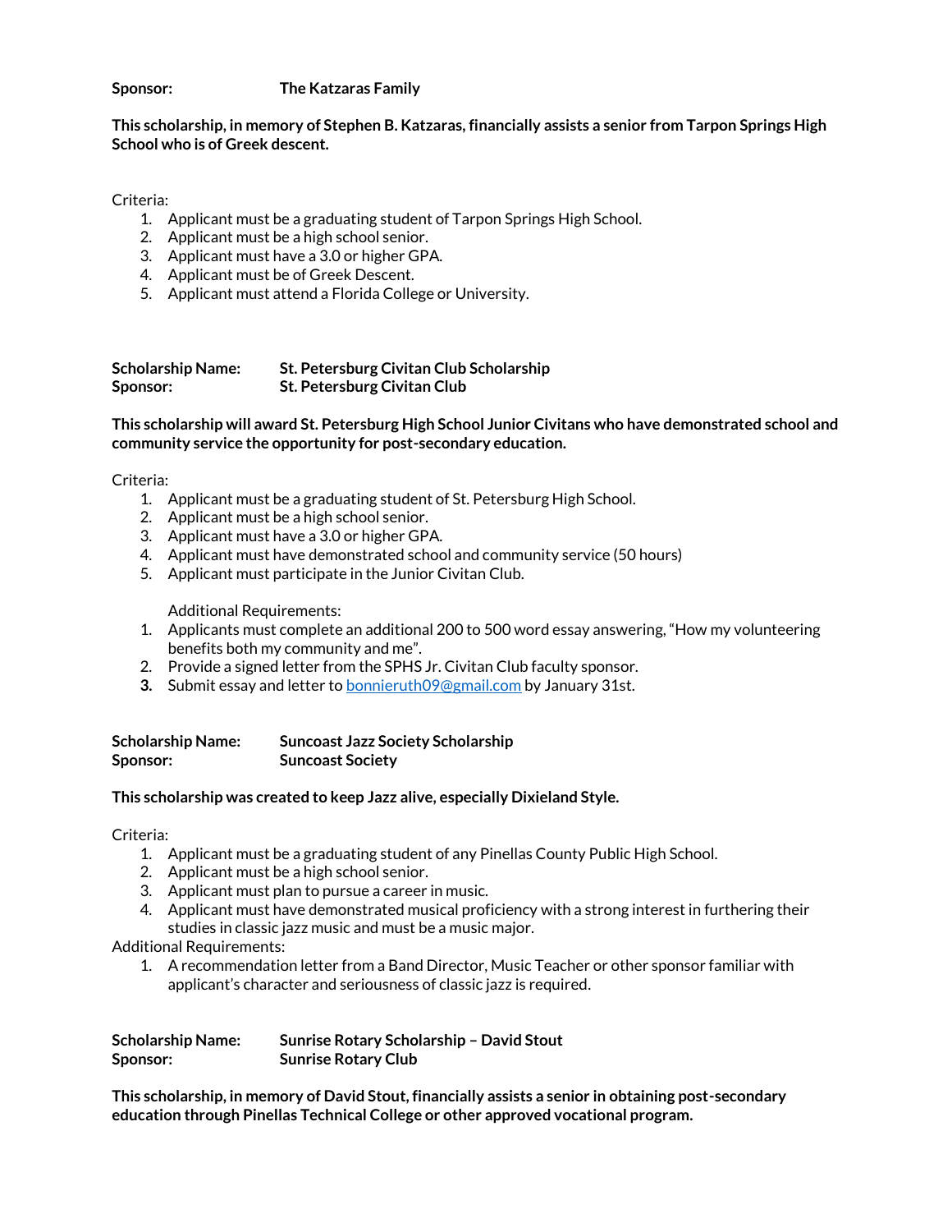**Sponsor:** **The Katzaras Family**

**This scholarship, in memory of Stephen B. Katzaras, financially assists a senior from Tarpon Springs High School who is of Greek descent.**

Criteria:

1. Applicant must be a graduating student of Tarpon Springs High School.
2. Applicant must be a high school senior.
3. Applicant must have a 3.0 or higher GPA.
4. Applicant must be of Greek Descent.
5. Applicant must attend a Florida College or University.

**Scholarship Name:** **St. Petersburg Civitan Club Scholarship**
**Sponsor:** **St. Petersburg Civitan Club**

**This scholarship will award St. Petersburg High School Junior Civitans who have demonstrated school and community service the opportunity for post-secondary education.**

Criteria:

1. Applicant must be a graduating student of St. Petersburg High School.
2. Applicant must be a high school senior.
3. Applicant must have a 3.0 or higher GPA.
4. Applicant must have demonstrated school and community service (50 hours)
5. Applicant must participate in the Junior Civitan Club.

Additional Requirements:

1. Applicants must complete an additional 200 to 500 word essay answering, "How my volunteering benefits both my community and me".
2. Provide a signed letter from the SPHS Jr. Civitan Club faculty sponsor.
3. Submit essay and letter to bonnieruth09@gmail.com by January 31st.

**Scholarship Name:** **Suncoast Jazz Society Scholarship**
**Sponsor:** **Suncoast Society**

**This scholarship was created to keep Jazz alive, especially Dixieland Style.**

Criteria:

1. Applicant must be a graduating student of any Pinellas County Public High School.
2. Applicant must be a high school senior.
3. Applicant must plan to pursue a career in music.
4. Applicant must have demonstrated musical proficiency with a strong interest in furthering their studies in classic jazz music and must be a music major.

Additional Requirements:

1. A recommendation letter from a Band Director, Music Teacher or other sponsor familiar with applicant's character and seriousness of classic jazz is required.

**Scholarship Name:** **Sunrise Rotary Scholarship – David Stout**
**Sponsor:** **Sunrise Rotary Club**

**This scholarship, in memory of David Stout, financially assists a senior in obtaining post-secondary education through Pinellas Technical College or other approved vocational program.**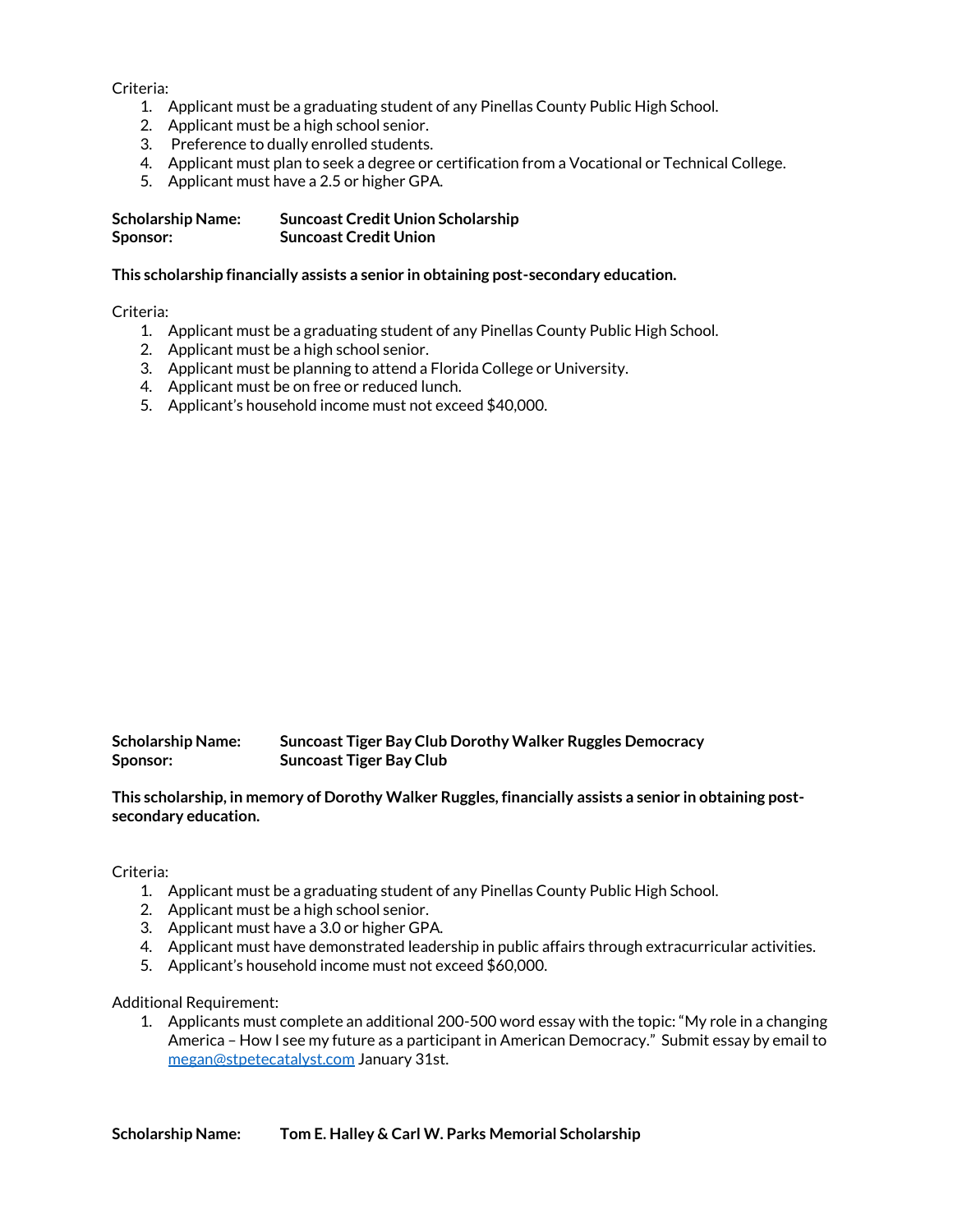Criteria:

1. Applicant must be a graduating student of any Pinellas County Public High School.
2. Applicant must be a high school senior.
3. Preference to dually enrolled students.
4. Applicant must plan to seek a degree or certification from a Vocational or Technical College.
5. Applicant must have a 2.5 or higher GPA.

**Scholarship Name:** **Suncoast Credit Union Scholarship**
**Sponsor:** **Suncoast Credit Union**

**This scholarship financially assists a senior in obtaining post-secondary education.**

Criteria:

1. Applicant must be a graduating student of any Pinellas County Public High School.
2. Applicant must be a high school senior.
3. Applicant must be planning to attend a Florida College or University.
4. Applicant must be on free or reduced lunch.
5. Applicant's household income must not exceed $40,000.

**Scholarship Name:** **Suncoast Tiger Bay Club Dorothy Walker Ruggles Democracy**
**Sponsor:** **Suncoast Tiger Bay Club**

**This scholarship, in memory of Dorothy Walker Ruggles, financially assists a senior in obtaining post-secondary education.**

Criteria:

1. Applicant must be a graduating student of any Pinellas County Public High School.
2. Applicant must be a high school senior.
3. Applicant must have a 3.0 or higher GPA.
4. Applicant must have demonstrated leadership in public affairs through extracurricular activities.
5. Applicant's household income must not exceed $60,000.

Additional Requirement:

1. Applicants must complete an additional 200-500 word essay with the topic: "My role in a changing America – How I see my future as a participant in American Democracy." Submit essay by email to megan@stpetecatalyst.com January 31st.

**Scholarship Name:** **Tom E. Halley & Carl W. Parks Memorial Scholarship**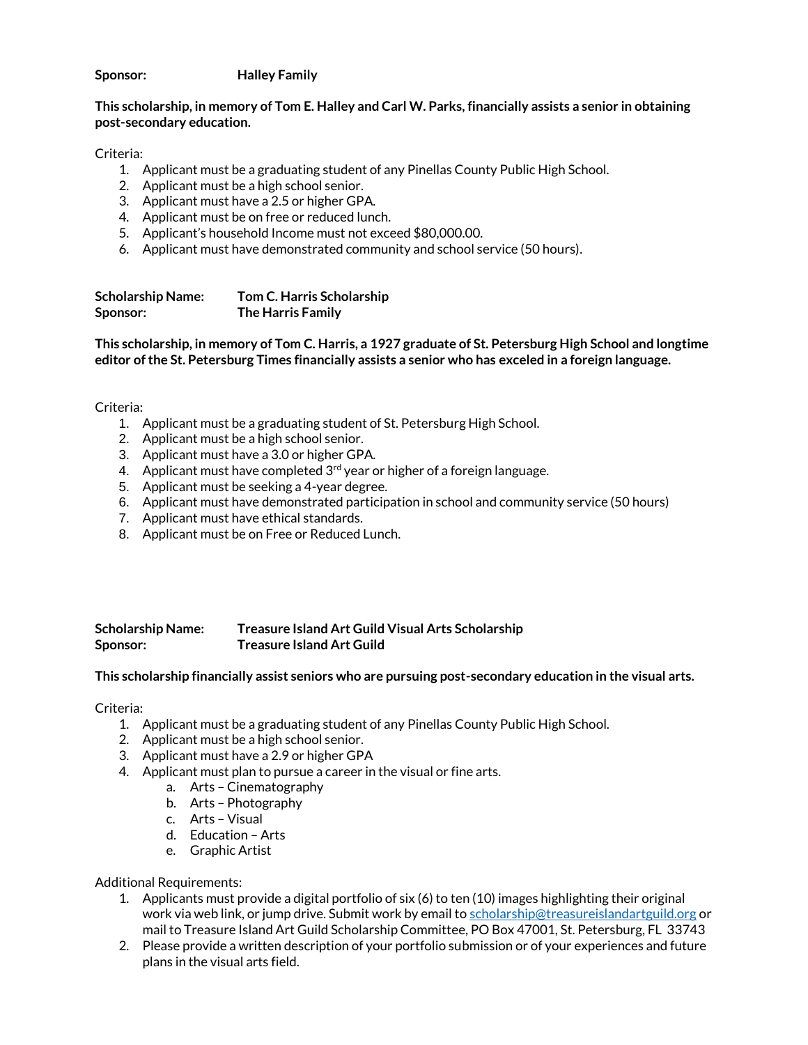**Sponsor:** **Halley Family**

**This scholarship, in memory of Tom E. Halley and Carl W. Parks, financially assists a senior in obtaining post-secondary education.**

Criteria:

1. Applicant must be a graduating student of any Pinellas County Public High School.
2. Applicant must be a high school senior.
3. Applicant must have a 2.5 or higher GPA.
4. Applicant must be on free or reduced lunch.
5. Applicant's household Income must not exceed $80,000.00.
6. Applicant must have demonstrated community and school service (50 hours).

**Scholarship Name:** **Tom C. Harris Scholarship**
**Sponsor:** **The Harris Family**

**This scholarship, in memory of Tom C. Harris, a 1927 graduate of St. Petersburg High School and longtime editor of the St. Petersburg Times financially assists a senior who has exceled in a foreign language.**

Criteria:

1. Applicant must be a graduating student of St. Petersburg High School.
2. Applicant must be a high school senior.
3. Applicant must have a 3.0 or higher GPA.
4. Applicant must have completed 3rd year or higher of a foreign language.
5. Applicant must be seeking a 4-year degree.
6. Applicant must have demonstrated participation in school and community service (50 hours)
7. Applicant must have ethical standards.
8. Applicant must be on Free or Reduced Lunch.

**Scholarship Name:** **Treasure Island Art Guild Visual Arts Scholarship**
**Sponsor:** **Treasure Island Art Guild**

**This scholarship financially assist seniors who are pursuing post-secondary education in the visual arts.**

Criteria:

1. Applicant must be a graduating student of any Pinellas County Public High School.
2. Applicant must be a high school senior.
3. Applicant must have a 2.9 or higher GPA
4. Applicant must plan to pursue a career in the visual or fine arts.
   a. Arts – Cinematography
   b. Arts – Photography
   c. Arts – Visual
   d. Education – Arts
   e. Graphic Artist

Additional Requirements:

1. Applicants must provide a digital portfolio of six (6) to ten (10) images highlighting their original work via web link, or jump drive. Submit work by email to scholarship@treasureislandartguild.org or mail to Treasure Island Art Guild Scholarship Committee, PO Box 47001, St. Petersburg, FL 33743
2. Please provide a written description of your portfolio submission or of your experiences and future plans in the visual arts field.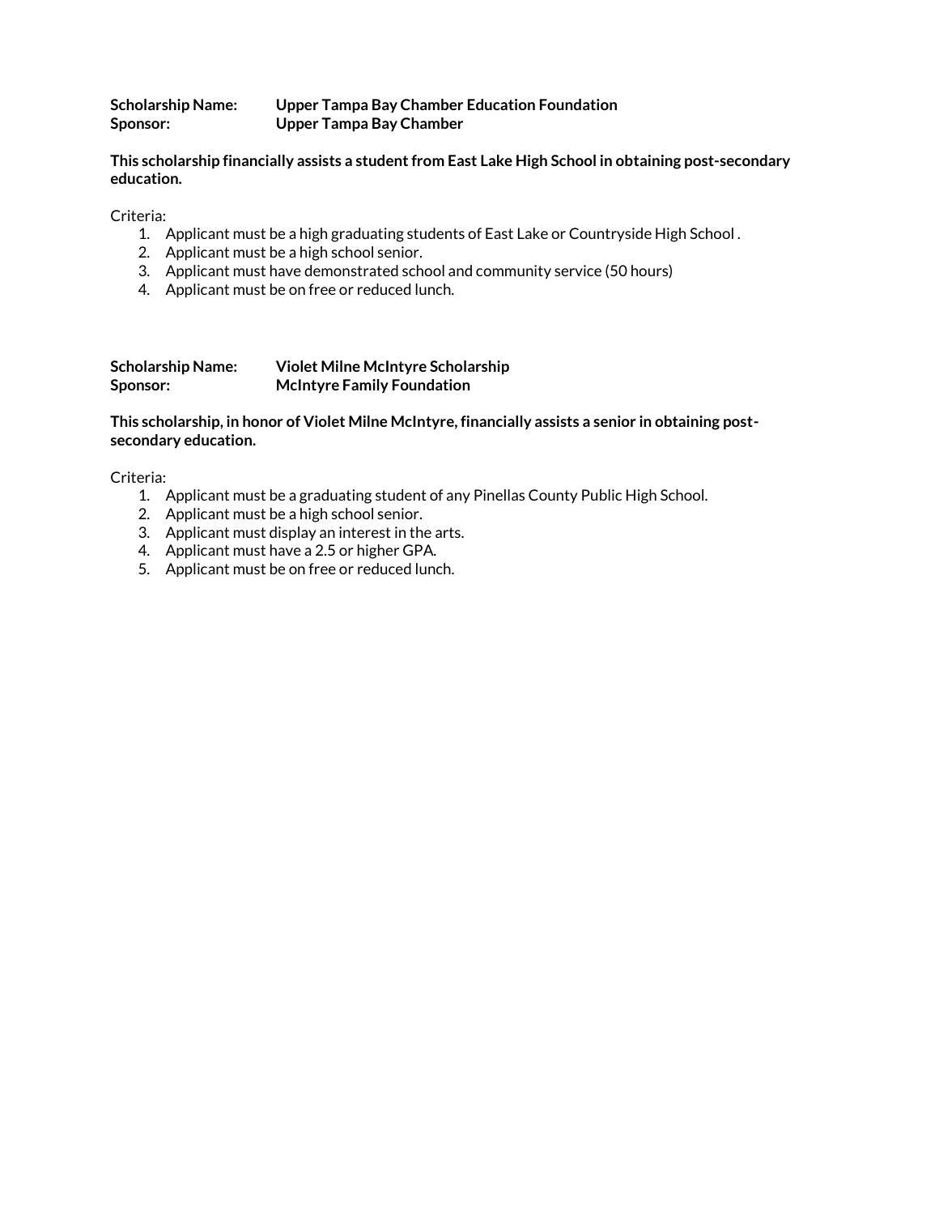**Scholarship Name:** **Upper Tampa Bay Chamber Education Foundation**
**Sponsor:** **Upper Tampa Bay Chamber**

**This scholarship financially assists a student from East Lake High School in obtaining post-secondary education.**

Criteria:

1. Applicant must be a high graduating students of East Lake or Countryside High School .
2. Applicant must be a high school senior.
3. Applicant must have demonstrated school and community service (50 hours)
4. Applicant must be on free or reduced lunch.

**Scholarship Name:** **Violet Milne McIntyre Scholarship**
**Sponsor:** **McIntyre Family Foundation**

**This scholarship, in honor of Violet Milne McIntyre, financially assists a senior in obtaining post-secondary education.**

Criteria:

1. Applicant must be a graduating student of any Pinellas County Public High School.
2. Applicant must be a high school senior.
3. Applicant must display an interest in the arts.
4. Applicant must have a 2.5 or higher GPA.
5. Applicant must be on free or reduced lunch.